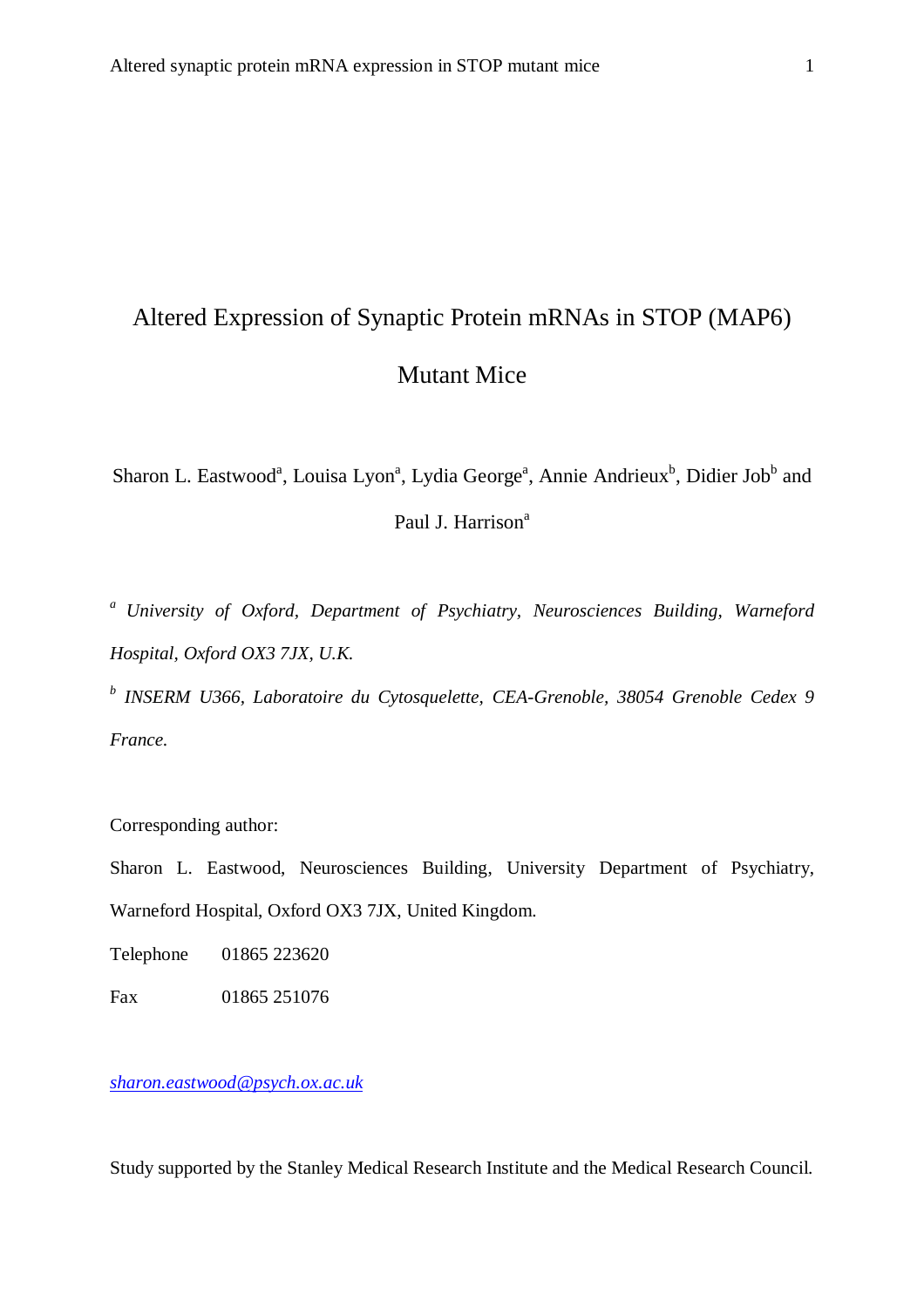# Altered Expression of Synaptic Protein mRNAs in STOP (MAP6) Mutant Mice

Sharon L. Eastwood[a], Louisa Lyon[a], Lydia George[a], Annie Andrieux[b], Didier Job[b] and Paul J. Harrison[a]

[a] *University of Oxford, Department of Psychiatry, Neurosciences Building, Warneford Hospital, Oxford OX3 7JX, U.K.*

[b] *INSERM U366, Laboratoire du Cytosquelette, CEA-Grenoble, 38054 Grenoble Cedex 9 France.*

Corresponding author:

Sharon L. Eastwood, Neurosciences Building, University Department of Psychiatry, Warneford Hospital, Oxford OX3 7JX, United Kingdom.

Telephone 01865 223620

Fax 01865 251076

sharon.eastwood@psych.ox.ac.uk

Study supported by the Stanley Medical Research Institute and the Medical Research Council.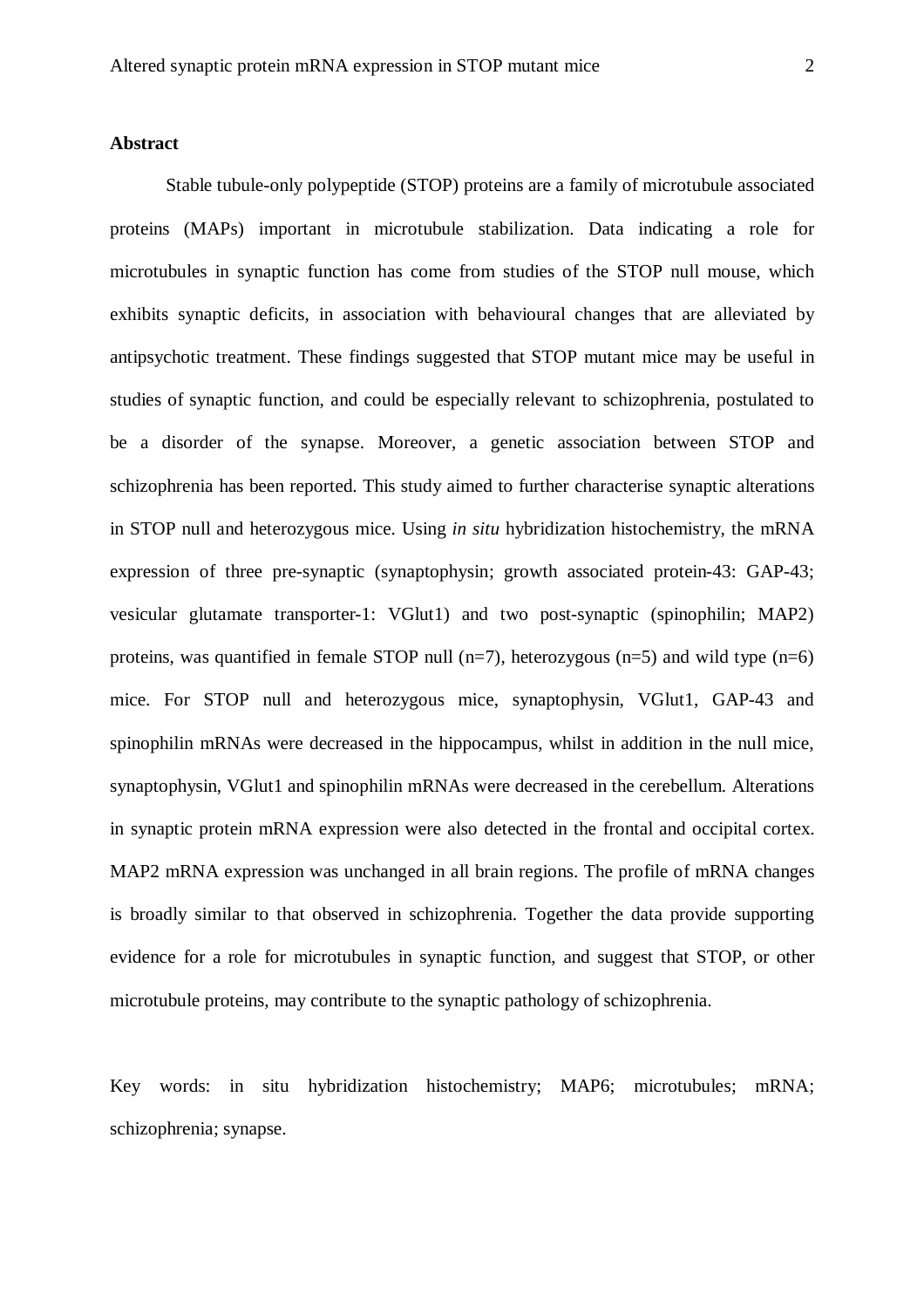**Abstract**

Stable tubule-only polypeptide (STOP) proteins are a family of microtubule associated proteins (MAPs) important in microtubule stabilization. Data indicating a role for microtubules in synaptic function has come from studies of the STOP null mouse, which exhibits synaptic deficits, in association with behavioural changes that are alleviated by antipsychotic treatment. These findings suggested that STOP mutant mice may be useful in studies of synaptic function, and could be especially relevant to schizophrenia, postulated to be a disorder of the synapse. Moreover, a genetic association between STOP and schizophrenia has been reported. This study aimed to further characterise synaptic alterations in STOP null and heterozygous mice. Using *in situ* hybridization histochemistry, the mRNA expression of three pre-synaptic (synaptophysin; growth associated protein-43: GAP-43; vesicular glutamate transporter-1: VGlut1) and two post-synaptic (spinophilin; MAP2) proteins, was quantified in female STOP null (n=7), heterozygous (n=5) and wild type (n=6) mice. For STOP null and heterozygous mice, synaptophysin, VGlut1, GAP-43 and spinophilin mRNAs were decreased in the hippocampus, whilst in addition in the null mice, synaptophysin, VGlut1 and spinophilin mRNAs were decreased in the cerebellum. Alterations in synaptic protein mRNA expression were also detected in the frontal and occipital cortex. MAP2 mRNA expression was unchanged in all brain regions. The profile of mRNA changes is broadly similar to that observed in schizophrenia. Together the data provide supporting evidence for a role for microtubules in synaptic function, and suggest that STOP, or other microtubule proteins, may contribute to the synaptic pathology of schizophrenia.

Key words: in situ hybridization histochemistry; MAP6; microtubules; mRNA; schizophrenia; synapse.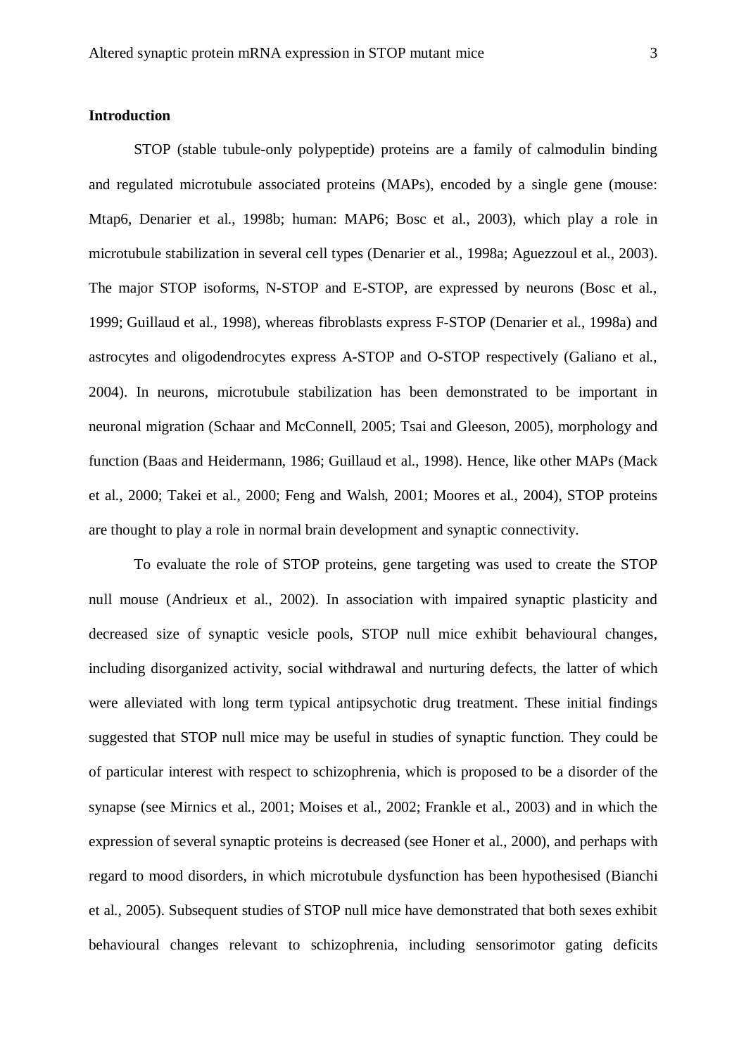## Introduction

STOP (stable tubule-only polypeptide) proteins are a family of calmodulin binding and regulated microtubule associated proteins (MAPs), encoded by a single gene (mouse: Mtap6, Denarier et al., 1998b; human: MAP6; Bosc et al., 2003), which play a role in microtubule stabilization in several cell types (Denarier et al., 1998a; Aguezzoul et al., 2003). The major STOP isoforms, N-STOP and E-STOP, are expressed by neurons (Bosc et al., 1999; Guillaud et al., 1998), whereas fibroblasts express F-STOP (Denarier et al., 1998a) and astrocytes and oligodendrocytes express A-STOP and O-STOP respectively (Galiano et al., 2004). In neurons, microtubule stabilization has been demonstrated to be important in neuronal migration (Schaar and McConnell, 2005; Tsai and Gleeson, 2005), morphology and function (Baas and Heidermann, 1986; Guillaud et al., 1998). Hence, like other MAPs (Mack et al., 2000; Takei et al., 2000; Feng and Walsh, 2001; Moores et al., 2004), STOP proteins are thought to play a role in normal brain development and synaptic connectivity.

To evaluate the role of STOP proteins, gene targeting was used to create the STOP null mouse (Andrieux et al., 2002). In association with impaired synaptic plasticity and decreased size of synaptic vesicle pools, STOP null mice exhibit behavioural changes, including disorganized activity, social withdrawal and nurturing defects, the latter of which were alleviated with long term typical antipsychotic drug treatment. These initial findings suggested that STOP null mice may be useful in studies of synaptic function. They could be of particular interest with respect to schizophrenia, which is proposed to be a disorder of the synapse (see Mirnics et al., 2001; Moises et al., 2002; Frankle et al., 2003) and in which the expression of several synaptic proteins is decreased (see Honer et al., 2000), and perhaps with regard to mood disorders, in which microtubule dysfunction has been hypothesised (Bianchi et al., 2005). Subsequent studies of STOP null mice have demonstrated that both sexes exhibit behavioural changes relevant to schizophrenia, including sensorimotor gating deficits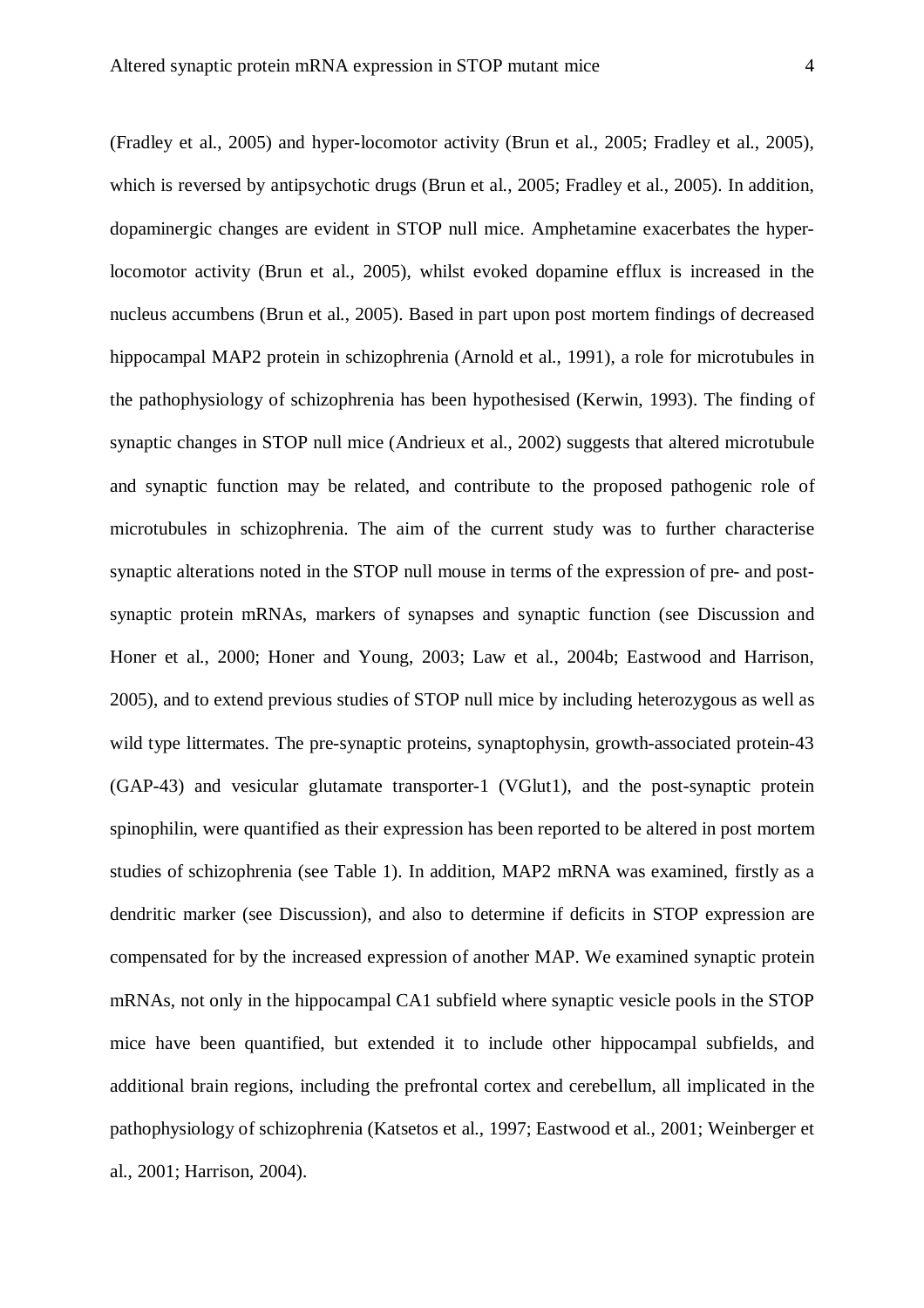(Fradley et al., 2005) and hyper-locomotor activity (Brun et al., 2005; Fradley et al., 2005), which is reversed by antipsychotic drugs (Brun et al., 2005; Fradley et al., 2005). In addition, dopaminergic changes are evident in STOP null mice. Amphetamine exacerbates the hyper-locomotor activity (Brun et al., 2005), whilst evoked dopamine efflux is increased in the nucleus accumbens (Brun et al., 2005). Based in part upon post mortem findings of decreased hippocampal MAP2 protein in schizophrenia (Arnold et al., 1991), a role for microtubules in the pathophysiology of schizophrenia has been hypothesised (Kerwin, 1993). The finding of synaptic changes in STOP null mice (Andrieux et al., 2002) suggests that altered microtubule and synaptic function may be related, and contribute to the proposed pathogenic role of microtubules in schizophrenia. The aim of the current study was to further characterise synaptic alterations noted in the STOP null mouse in terms of the expression of pre- and post-synaptic protein mRNAs, markers of synapses and synaptic function (see Discussion and Honer et al., 2000; Honer and Young, 2003; Law et al., 2004b; Eastwood and Harrison, 2005), and to extend previous studies of STOP null mice by including heterozygous as well as wild type littermates. The pre-synaptic proteins, synaptophysin, growth-associated protein-43 (GAP-43) and vesicular glutamate transporter-1 (VGlut1), and the post-synaptic protein spinophilin, were quantified as their expression has been reported to be altered in post mortem studies of schizophrenia (see Table 1). In addition, MAP2 mRNA was examined, firstly as a dendritic marker (see Discussion), and also to determine if deficits in STOP expression are compensated for by the increased expression of another MAP. We examined synaptic protein mRNAs, not only in the hippocampal CA1 subfield where synaptic vesicle pools in the STOP mice have been quantified, but extended it to include other hippocampal subfields, and additional brain regions, including the prefrontal cortex and cerebellum, all implicated in the pathophysiology of schizophrenia (Katsetos et al., 1997; Eastwood et al., 2001; Weinberger et al., 2001; Harrison, 2004).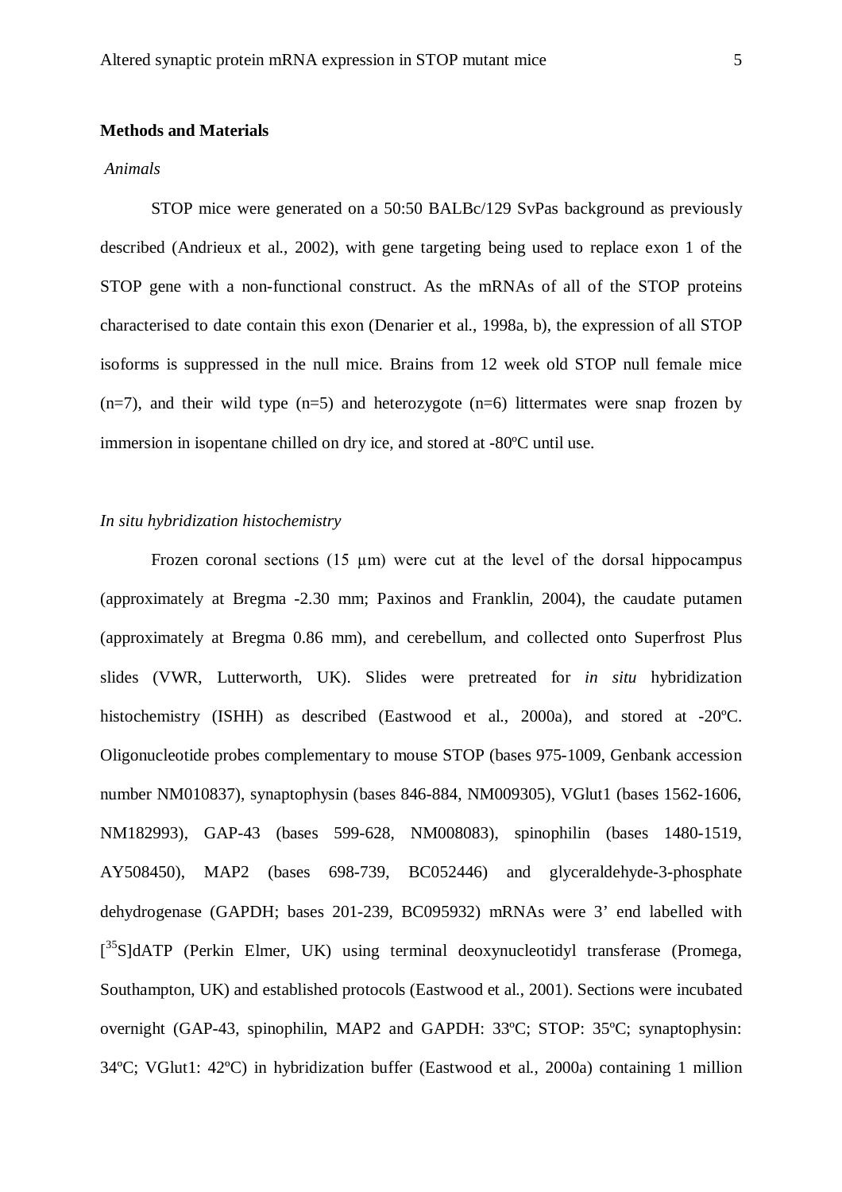**Methods and Materials**

*Animals*

STOP mice were generated on a 50:50 BALBc/129 SvPas background as previously described (Andrieux et al., 2002), with gene targeting being used to replace exon 1 of the STOP gene with a non-functional construct. As the mRNAs of all of the STOP proteins characterised to date contain this exon (Denarier et al., 1998a, b), the expression of all STOP isoforms is suppressed in the null mice. Brains from 12 week old STOP null female mice (n=7), and their wild type (n=5) and heterozygote (n=6) littermates were snap frozen by immersion in isopentane chilled on dry ice, and stored at -80ºC until use.

*In situ hybridization histochemistry*

Frozen coronal sections (15 µm) were cut at the level of the dorsal hippocampus (approximately at Bregma -2.30 mm; Paxinos and Franklin, 2004), the caudate putamen (approximately at Bregma 0.86 mm), and cerebellum, and collected onto Superfrost Plus slides (VWR, Lutterworth, UK). Slides were pretreated for *in situ* hybridization histochemistry (ISHH) as described (Eastwood et al., 2000a), and stored at -20ºC. Oligonucleotide probes complementary to mouse STOP (bases 975-1009, Genbank accession number NM010837), synaptophysin (bases 846-884, NM009305), VGlut1 (bases 1562-1606, NM182993), GAP-43 (bases 599-628, NM008083), spinophilin (bases 1480-1519, AY508450), MAP2 (bases 698-739, BC052446) and glyceraldehyde-3-phosphate dehydrogenase (GAPDH; bases 201-239, BC095932) mRNAs were 3' end labelled with [$^{35}$S]dATP (Perkin Elmer, UK) using terminal deoxynucleotidyl transferase (Promega, Southampton, UK) and established protocols (Eastwood et al., 2001). Sections were incubated overnight (GAP-43, spinophilin, MAP2 and GAPDH: 33ºC; STOP: 35ºC; synaptophysin: 34ºC; VGlut1: 42ºC) in hybridization buffer (Eastwood et al., 2000a) containing 1 million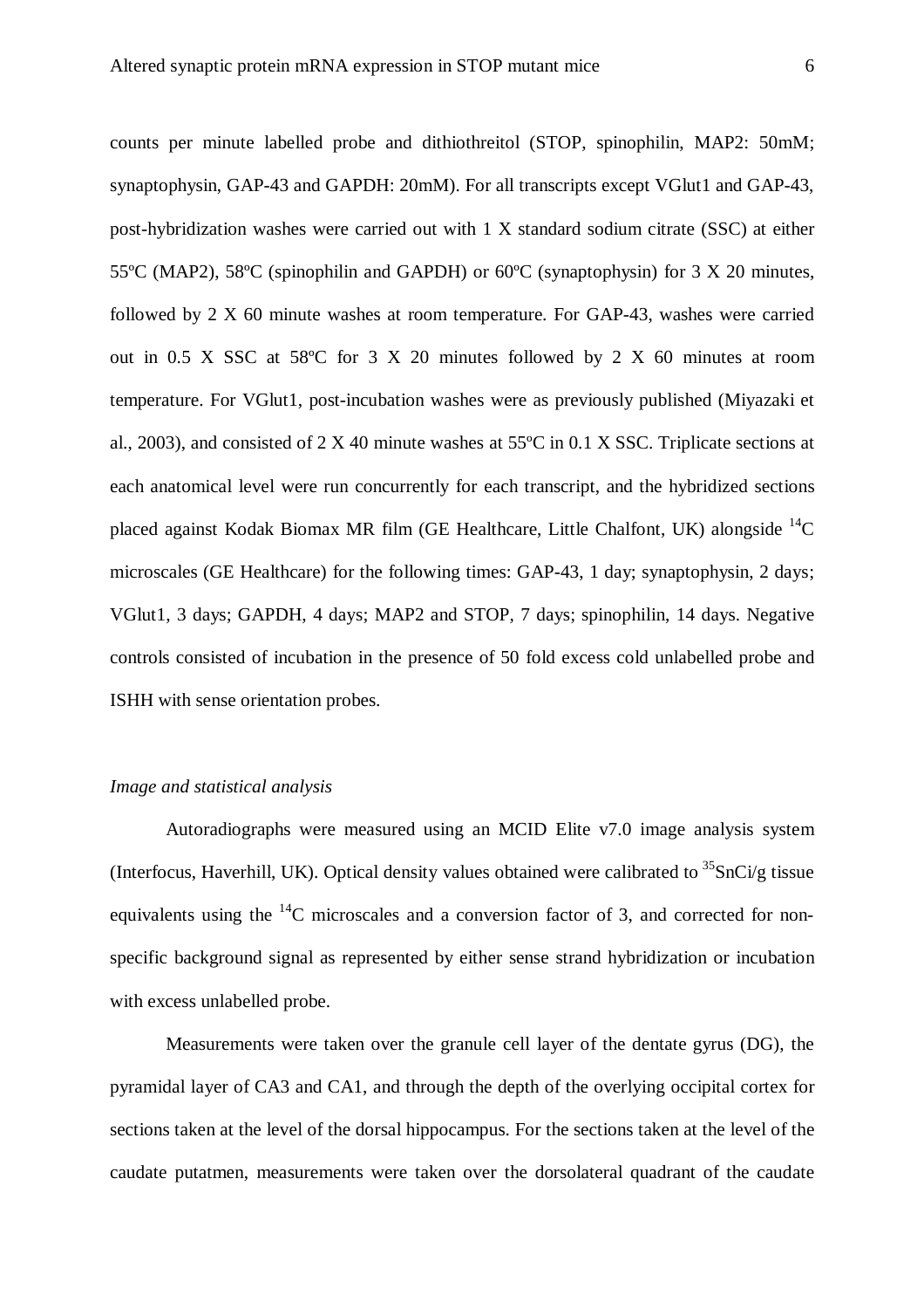counts per minute labelled probe and dithiothreitol (STOP, spinophilin, MAP2: 50mM; synaptophysin, GAP-43 and GAPDH: 20mM). For all transcripts except VGlut1 and GAP-43, post-hybridization washes were carried out with 1 X standard sodium citrate (SSC) at either 55ºC (MAP2), 58ºC (spinophilin and GAPDH) or 60ºC (synaptophysin) for 3 X 20 minutes, followed by 2 X 60 minute washes at room temperature. For GAP-43, washes were carried out in 0.5 X SSC at 58ºC for 3 X 20 minutes followed by 2 X 60 minutes at room temperature. For VGlut1, post-incubation washes were as previously published (Miyazaki et al., 2003), and consisted of 2 X 40 minute washes at 55ºC in 0.1 X SSC. Triplicate sections at each anatomical level were run concurrently for each transcript, and the hybridized sections placed against Kodak Biomax MR film (GE Healthcare, Little Chalfont, UK) alongside $^{14}$C microscales (GE Healthcare) for the following times: GAP-43, 1 day; synaptophysin, 2 days; VGlut1, 3 days; GAPDH, 4 days; MAP2 and STOP, 7 days; spinophilin, 14 days. Negative controls consisted of incubation in the presence of 50 fold excess cold unlabelled probe and ISHH with sense orientation probes.

*Image and statistical analysis*

Autoradiographs were measured using an MCID Elite v7.0 image analysis system (Interfocus, Haverhill, UK). Optical density values obtained were calibrated to $^{35}$SnCi/g tissue equivalents using the $^{14}$C microscales and a conversion factor of 3, and corrected for non-specific background signal as represented by either sense strand hybridization or incubation with excess unlabelled probe.

Measurements were taken over the granule cell layer of the dentate gyrus (DG), the pyramidal layer of CA3 and CA1, and through the depth of the overlying occipital cortex for sections taken at the level of the dorsal hippocampus. For the sections taken at the level of the caudate putatmen, measurements were taken over the dorsolateral quadrant of the caudate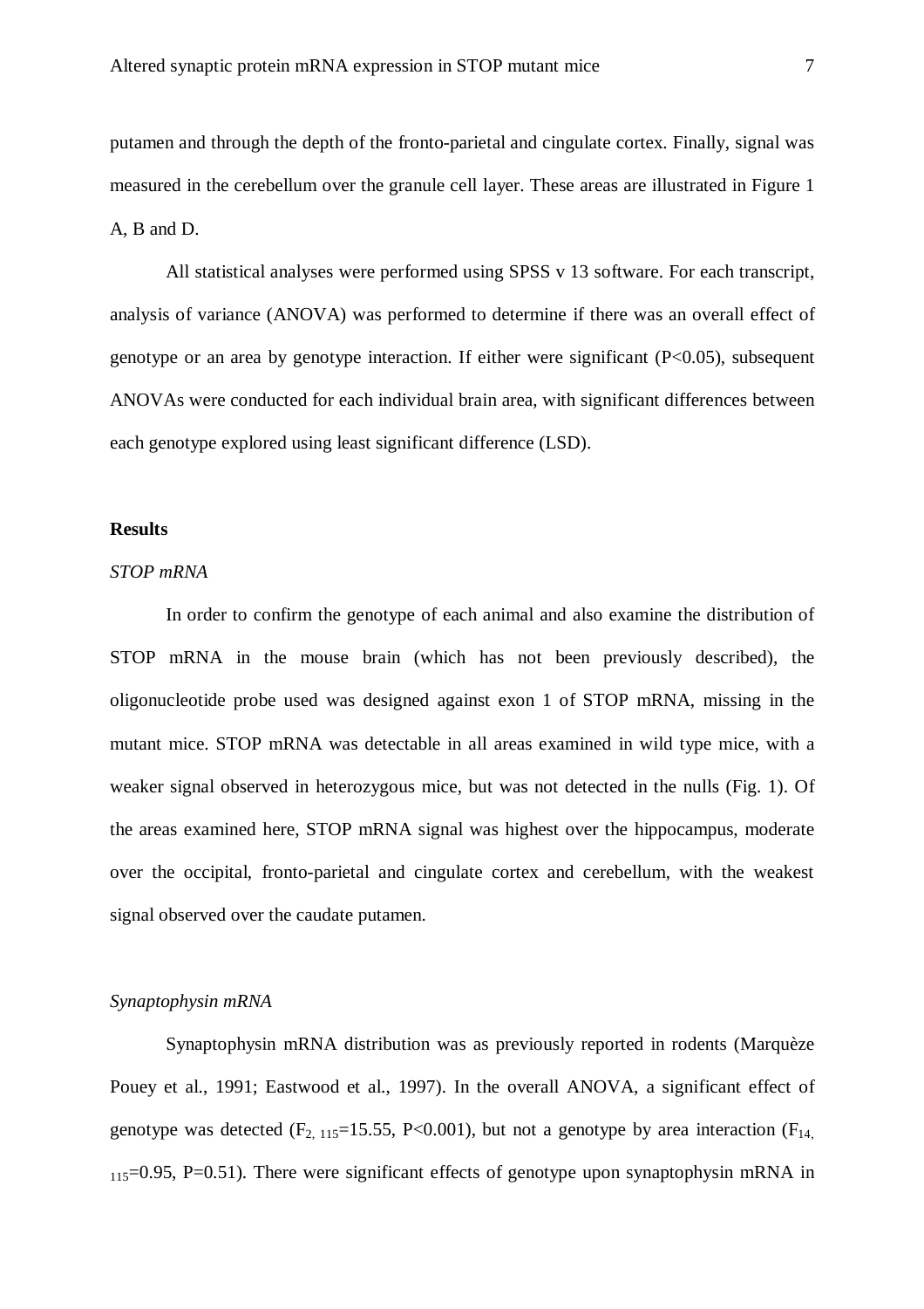putamen and through the depth of the fronto-parietal and cingulate cortex. Finally, signal was measured in the cerebellum over the granule cell layer. These areas are illustrated in Figure 1 A, B and D.

All statistical analyses were performed using SPSS v 13 software. For each transcript, analysis of variance (ANOVA) was performed to determine if there was an overall effect of genotype or an area by genotype interaction. If either were significant ($P<0.05$), subsequent ANOVAs were conducted for each individual brain area, with significant differences between each genotype explored using least significant difference (LSD).

## Results

### *STOP mRNA*

In order to confirm the genotype of each animal and also examine the distribution of STOP mRNA in the mouse brain (which has not been previously described), the oligonucleotide probe used was designed against exon 1 of STOP mRNA, missing in the mutant mice. STOP mRNA was detectable in all areas examined in wild type mice, with a weaker signal observed in heterozygous mice, but was not detected in the nulls (Fig. 1). Of the areas examined here, STOP mRNA signal was highest over the hippocampus, moderate over the occipital, fronto-parietal and cingulate cortex and cerebellum, with the weakest signal observed over the caudate putamen.

### *Synaptophysin mRNA*

Synaptophysin mRNA distribution was as previously reported in rodents (Marquèze Pouey et al., 1991; Eastwood et al., 1997). In the overall ANOVA, a significant effect of genotype was detected ($F_{2,\ 115}=15.55$, $P<0.001$), but not a genotype by area interaction ($F_{14,\ 115}=0.95$, $P=0.51$). There were significant effects of genotype upon synaptophysin mRNA in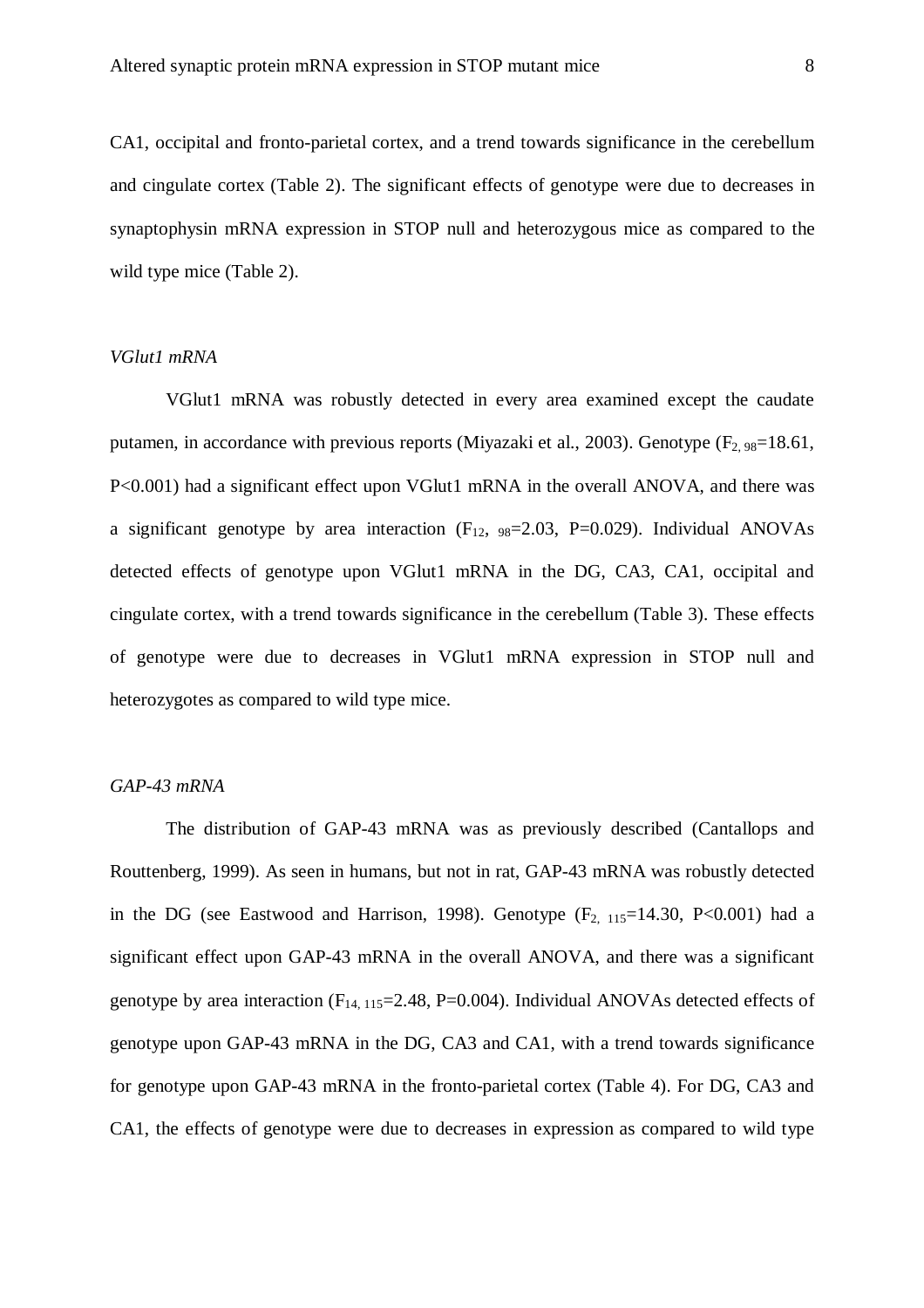CA1, occipital and fronto-parietal cortex, and a trend towards significance in the cerebellum and cingulate cortex (Table 2). The significant effects of genotype were due to decreases in synaptophysin mRNA expression in STOP null and heterozygous mice as compared to the wild type mice (Table 2).

*VGlut1 mRNA*

VGlut1 mRNA was robustly detected in every area examined except the caudate putamen, in accordance with previous reports (Miyazaki et al., 2003). Genotype ($F_{2, 98}$=18.61, P<0.001) had a significant effect upon VGlut1 mRNA in the overall ANOVA, and there was a significant genotype by area interaction ($F_{12, 98}$=2.03, P=0.029). Individual ANOVAs detected effects of genotype upon VGlut1 mRNA in the DG, CA3, CA1, occipital and cingulate cortex, with a trend towards significance in the cerebellum (Table 3). These effects of genotype were due to decreases in VGlut1 mRNA expression in STOP null and heterozygotes as compared to wild type mice.

*GAP-43 mRNA*

The distribution of GAP-43 mRNA was as previously described (Cantallops and Routtenberg, 1999). As seen in humans, but not in rat, GAP-43 mRNA was robustly detected in the DG (see Eastwood and Harrison, 1998). Genotype ($F_{2, 115}$=14.30, P<0.001) had a significant effect upon GAP-43 mRNA in the overall ANOVA, and there was a significant genotype by area interaction ($F_{14, 115}$=2.48, P=0.004). Individual ANOVAs detected effects of genotype upon GAP-43 mRNA in the DG, CA3 and CA1, with a trend towards significance for genotype upon GAP-43 mRNA in the fronto-parietal cortex (Table 4). For DG, CA3 and CA1, the effects of genotype were due to decreases in expression as compared to wild type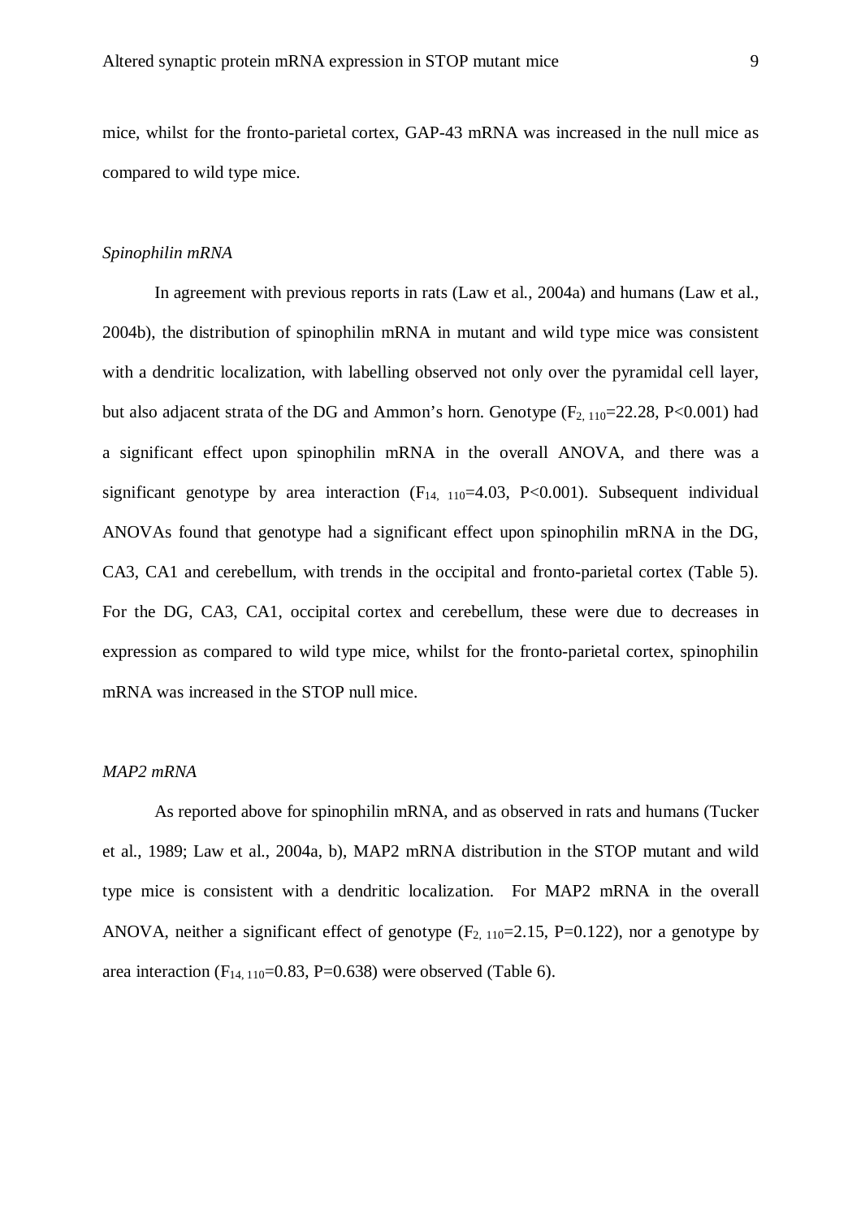mice, whilst for the fronto-parietal cortex, GAP-43 mRNA was increased in the null mice as compared to wild type mice.

### *Spinophilin mRNA*

In agreement with previous reports in rats (Law et al., 2004a) and humans (Law et al., 2004b), the distribution of spinophilin mRNA in mutant and wild type mice was consistent with a dendritic localization, with labelling observed not only over the pyramidal cell layer, but also adjacent strata of the DG and Ammon's horn. Genotype ($F_{2, 110}$=22.28, P<0.001) had a significant effect upon spinophilin mRNA in the overall ANOVA, and there was a significant genotype by area interaction ($F_{14, 110}$=4.03, P<0.001). Subsequent individual ANOVAs found that genotype had a significant effect upon spinophilin mRNA in the DG, CA3, CA1 and cerebellum, with trends in the occipital and fronto-parietal cortex (Table 5). For the DG, CA3, CA1, occipital cortex and cerebellum, these were due to decreases in expression as compared to wild type mice, whilst for the fronto-parietal cortex, spinophilin mRNA was increased in the STOP null mice.

### *MAP2 mRNA*

As reported above for spinophilin mRNA, and as observed in rats and humans (Tucker et al., 1989; Law et al., 2004a, b), MAP2 mRNA distribution in the STOP mutant and wild type mice is consistent with a dendritic localization. For MAP2 mRNA in the overall ANOVA, neither a significant effect of genotype ($F_{2, 110}$=2.15, P=0.122), nor a genotype by area interaction ($F_{14, 110}$=0.83, P=0.638) were observed (Table 6).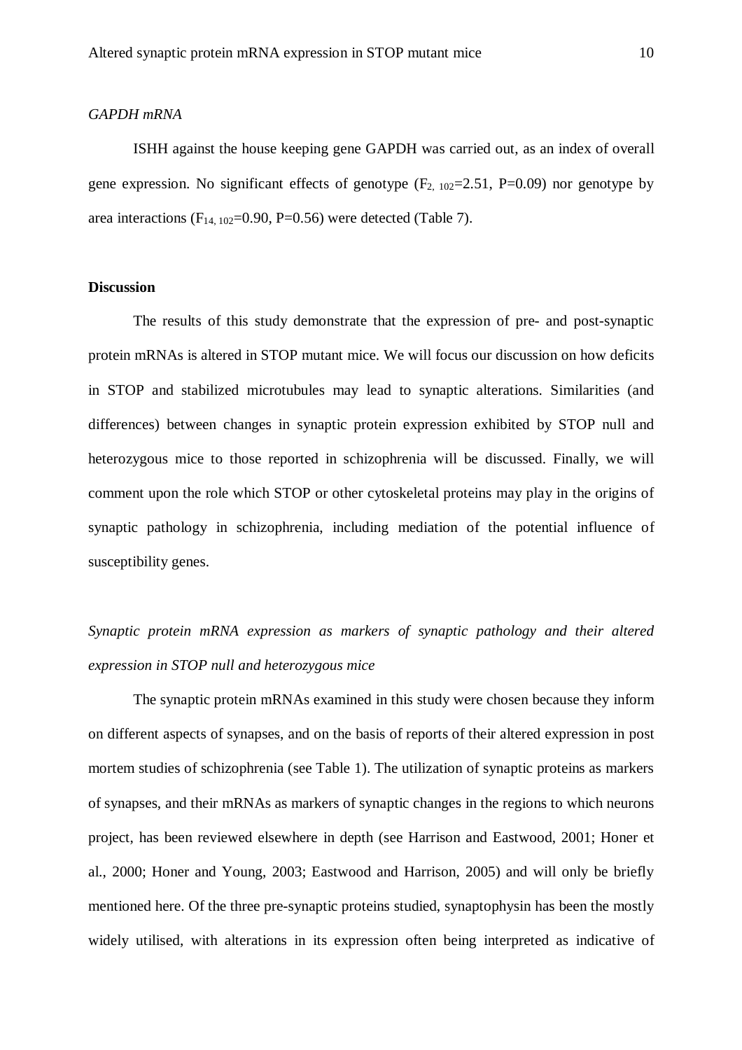*GAPDH mRNA*

ISHH against the house keeping gene GAPDH was carried out, as an index of overall gene expression. No significant effects of genotype ($F_{2,\ 102}$=2.51, P=0.09) nor genotype by area interactions ($F_{14,\ 102}$=0.90, P=0.56) were detected (Table 7).

**Discussion**

The results of this study demonstrate that the expression of pre- and post-synaptic protein mRNAs is altered in STOP mutant mice. We will focus our discussion on how deficits in STOP and stabilized microtubules may lead to synaptic alterations. Similarities (and differences) between changes in synaptic protein expression exhibited by STOP null and heterozygous mice to those reported in schizophrenia will be discussed. Finally, we will comment upon the role which STOP or other cytoskeletal proteins may play in the origins of synaptic pathology in schizophrenia, including mediation of the potential influence of susceptibility genes.

*Synaptic protein mRNA expression as markers of synaptic pathology and their altered expression in STOP null and heterozygous mice*

The synaptic protein mRNAs examined in this study were chosen because they inform on different aspects of synapses, and on the basis of reports of their altered expression in post mortem studies of schizophrenia (see Table 1). The utilization of synaptic proteins as markers of synapses, and their mRNAs as markers of synaptic changes in the regions to which neurons project, has been reviewed elsewhere in depth (see Harrison and Eastwood, 2001; Honer et al., 2000; Honer and Young, 2003; Eastwood and Harrison, 2005) and will only be briefly mentioned here. Of the three pre-synaptic proteins studied, synaptophysin has been the mostly widely utilised, with alterations in its expression often being interpreted as indicative of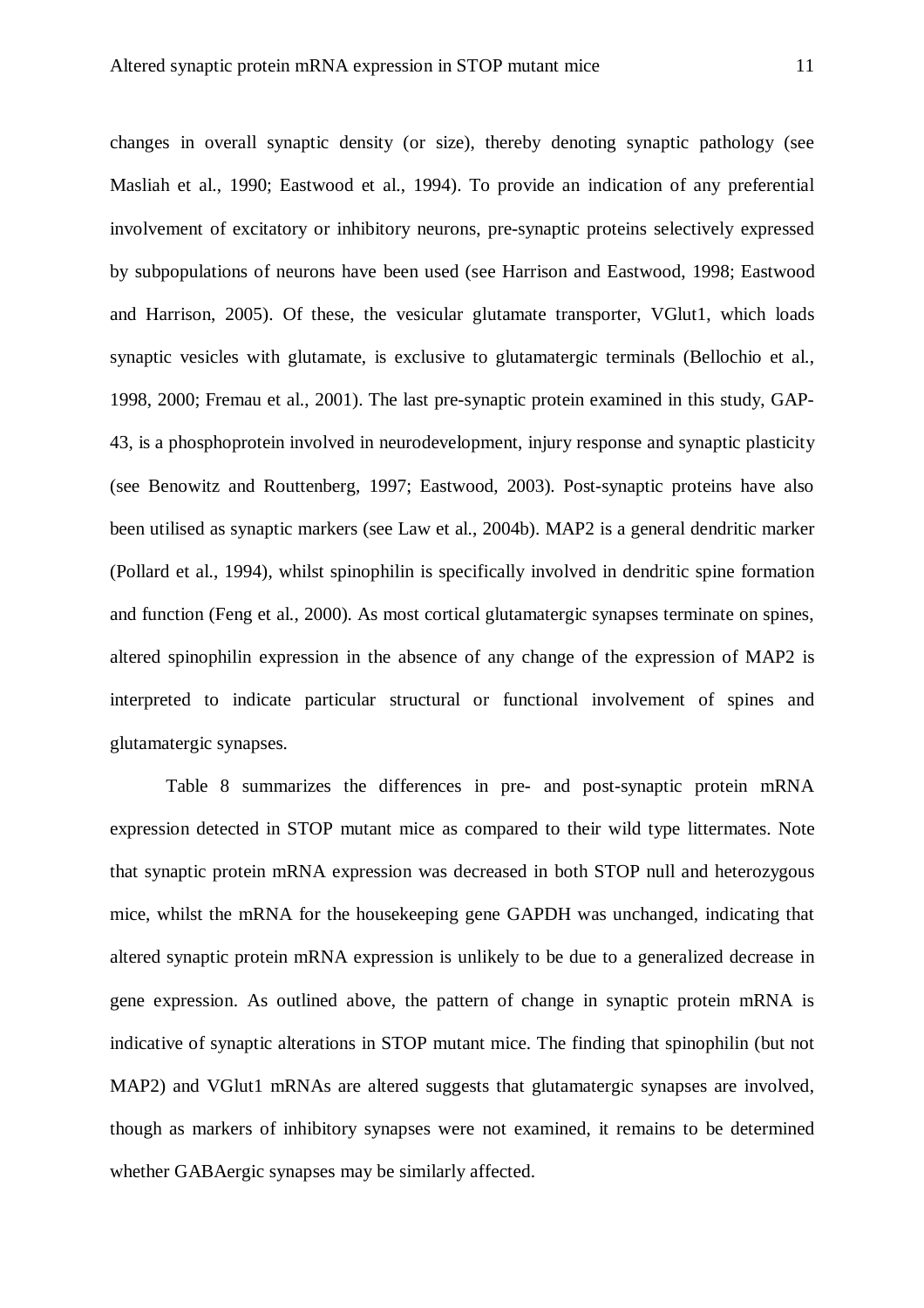changes in overall synaptic density (or size), thereby denoting synaptic pathology (see Masliah et al., 1990; Eastwood et al., 1994). To provide an indication of any preferential involvement of excitatory or inhibitory neurons, pre-synaptic proteins selectively expressed by subpopulations of neurons have been used (see Harrison and Eastwood, 1998; Eastwood and Harrison, 2005). Of these, the vesicular glutamate transporter, VGlut1, which loads synaptic vesicles with glutamate, is exclusive to glutamatergic terminals (Bellochio et al., 1998, 2000; Fremau et al., 2001). The last pre-synaptic protein examined in this study, GAP-43, is a phosphoprotein involved in neurodevelopment, injury response and synaptic plasticity (see Benowitz and Routtenberg, 1997; Eastwood, 2003). Post-synaptic proteins have also been utilised as synaptic markers (see Law et al., 2004b). MAP2 is a general dendritic marker (Pollard et al., 1994), whilst spinophilin is specifically involved in dendritic spine formation and function (Feng et al., 2000). As most cortical glutamatergic synapses terminate on spines, altered spinophilin expression in the absence of any change of the expression of MAP2 is interpreted to indicate particular structural or functional involvement of spines and glutamatergic synapses.

Table 8 summarizes the differences in pre- and post-synaptic protein mRNA expression detected in STOP mutant mice as compared to their wild type littermates. Note that synaptic protein mRNA expression was decreased in both STOP null and heterozygous mice, whilst the mRNA for the housekeeping gene GAPDH was unchanged, indicating that altered synaptic protein mRNA expression is unlikely to be due to a generalized decrease in gene expression. As outlined above, the pattern of change in synaptic protein mRNA is indicative of synaptic alterations in STOP mutant mice. The finding that spinophilin (but not MAP2) and VGlut1 mRNAs are altered suggests that glutamatergic synapses are involved, though as markers of inhibitory synapses were not examined, it remains to be determined whether GABAergic synapses may be similarly affected.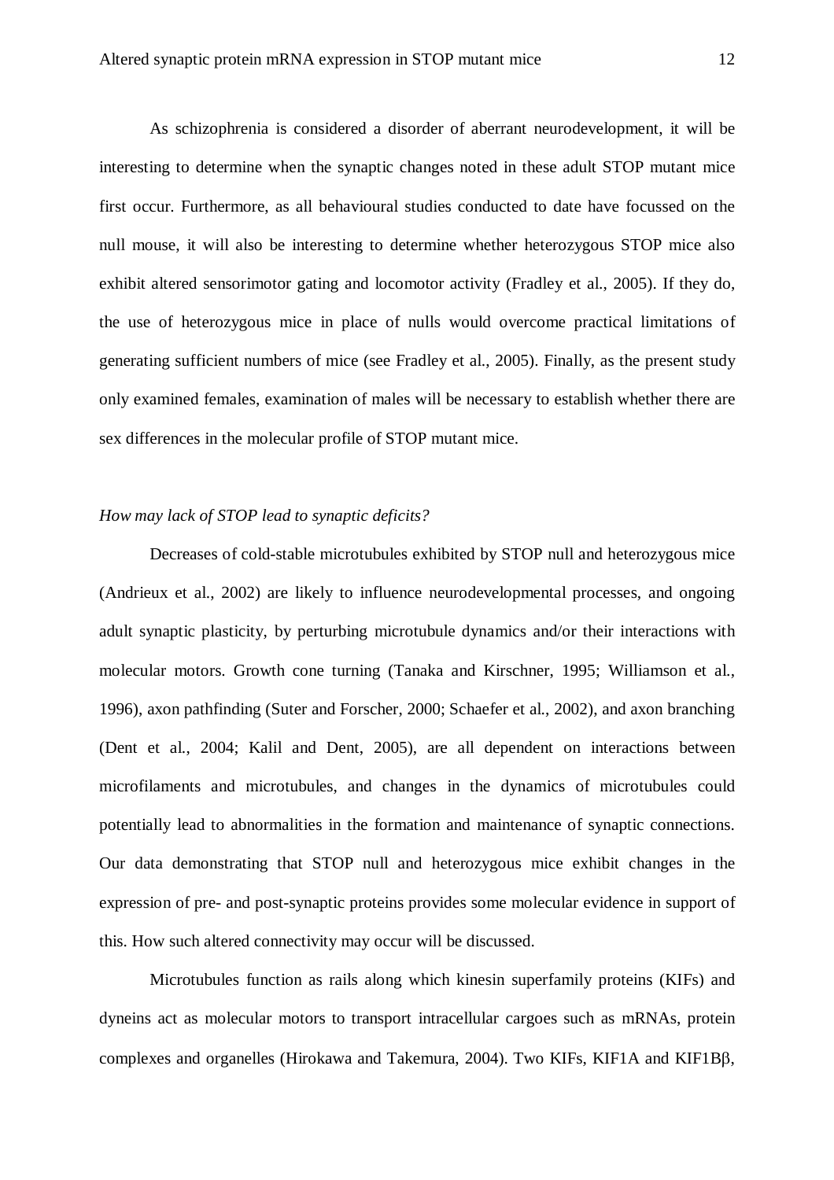As schizophrenia is considered a disorder of aberrant neurodevelopment, it will be interesting to determine when the synaptic changes noted in these adult STOP mutant mice first occur. Furthermore, as all behavioural studies conducted to date have focussed on the null mouse, it will also be interesting to determine whether heterozygous STOP mice also exhibit altered sensorimotor gating and locomotor activity (Fradley et al., 2005). If they do, the use of heterozygous mice in place of nulls would overcome practical limitations of generating sufficient numbers of mice (see Fradley et al., 2005). Finally, as the present study only examined females, examination of males will be necessary to establish whether there are sex differences in the molecular profile of STOP mutant mice.

*How may lack of STOP lead to synaptic deficits?*

Decreases of cold-stable microtubules exhibited by STOP null and heterozygous mice (Andrieux et al., 2002) are likely to influence neurodevelopmental processes, and ongoing adult synaptic plasticity, by perturbing microtubule dynamics and/or their interactions with molecular motors. Growth cone turning (Tanaka and Kirschner, 1995; Williamson et al., 1996), axon pathfinding (Suter and Forscher, 2000; Schaefer et al., 2002), and axon branching (Dent et al., 2004; Kalil and Dent, 2005), are all dependent on interactions between microfilaments and microtubules, and changes in the dynamics of microtubules could potentially lead to abnormalities in the formation and maintenance of synaptic connections. Our data demonstrating that STOP null and heterozygous mice exhibit changes in the expression of pre- and post-synaptic proteins provides some molecular evidence in support of this. How such altered connectivity may occur will be discussed.

Microtubules function as rails along which kinesin superfamily proteins (KIFs) and dyneins act as molecular motors to transport intracellular cargoes such as mRNAs, protein complexes and organelles (Hirokawa and Takemura, 2004). Two KIFs, KIF1A and KIF1Bβ,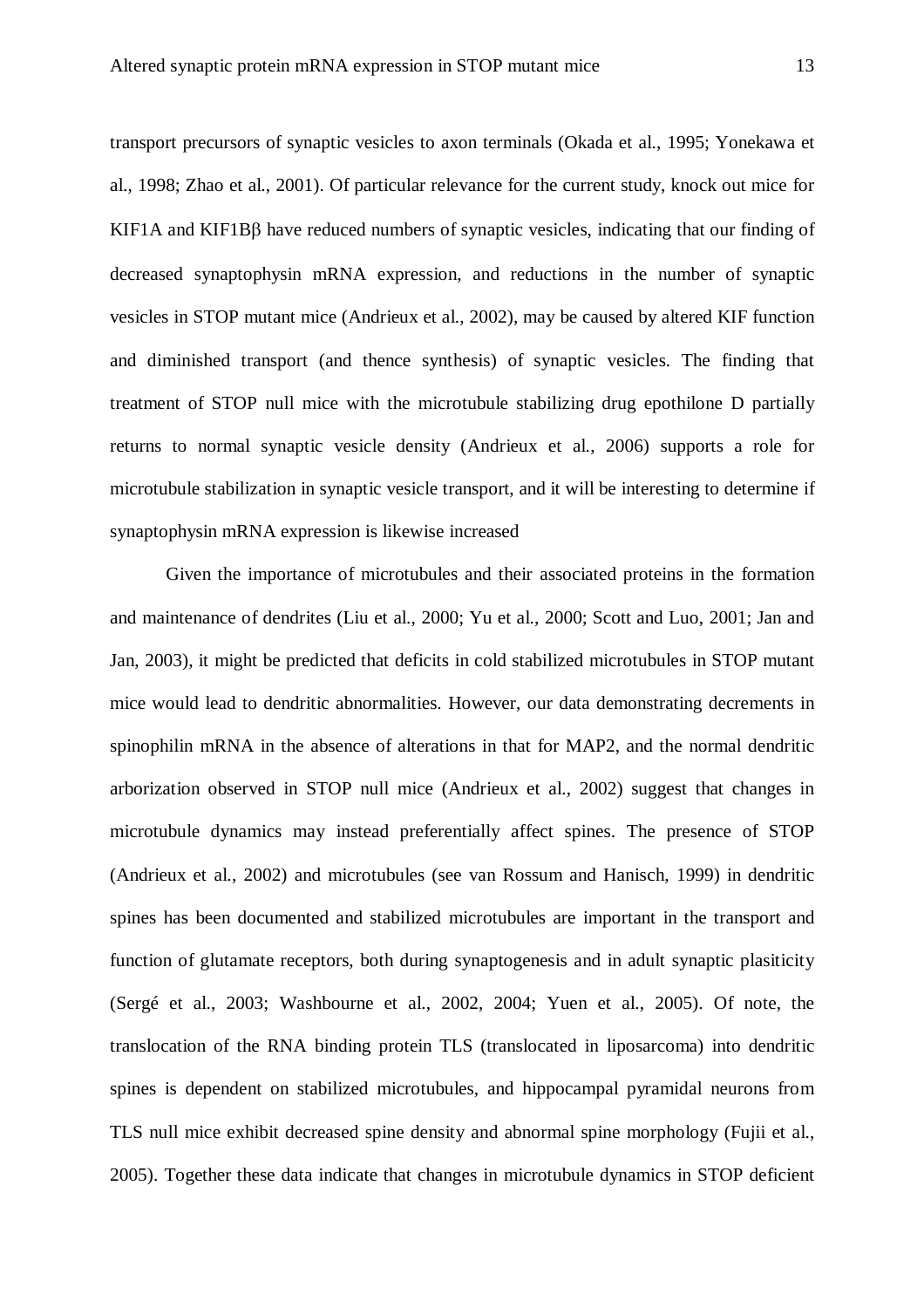transport precursors of synaptic vesicles to axon terminals (Okada et al., 1995; Yonekawa et al., 1998; Zhao et al., 2001). Of particular relevance for the current study, knock out mice for KIF1A and KIF1Bβ have reduced numbers of synaptic vesicles, indicating that our finding of decreased synaptophysin mRNA expression, and reductions in the number of synaptic vesicles in STOP mutant mice (Andrieux et al., 2002), may be caused by altered KIF function and diminished transport (and thence synthesis) of synaptic vesicles. The finding that treatment of STOP null mice with the microtubule stabilizing drug epothilone D partially returns to normal synaptic vesicle density (Andrieux et al., 2006) supports a role for microtubule stabilization in synaptic vesicle transport, and it will be interesting to determine if synaptophysin mRNA expression is likewise increased

Given the importance of microtubules and their associated proteins in the formation and maintenance of dendrites (Liu et al., 2000; Yu et al., 2000; Scott and Luo, 2001; Jan and Jan, 2003), it might be predicted that deficits in cold stabilized microtubules in STOP mutant mice would lead to dendritic abnormalities. However, our data demonstrating decrements in spinophilin mRNA in the absence of alterations in that for MAP2, and the normal dendritic arborization observed in STOP null mice (Andrieux et al., 2002) suggest that changes in microtubule dynamics may instead preferentially affect spines. The presence of STOP (Andrieux et al., 2002) and microtubules (see van Rossum and Hanisch, 1999) in dendritic spines has been documented and stabilized microtubules are important in the transport and function of glutamate receptors, both during synaptogenesis and in adult synaptic plasiticity (Sergé et al., 2003; Washbourne et al., 2002, 2004; Yuen et al., 2005). Of note, the translocation of the RNA binding protein TLS (translocated in liposarcoma) into dendritic spines is dependent on stabilized microtubules, and hippocampal pyramidal neurons from TLS null mice exhibit decreased spine density and abnormal spine morphology (Fujii et al., 2005). Together these data indicate that changes in microtubule dynamics in STOP deficient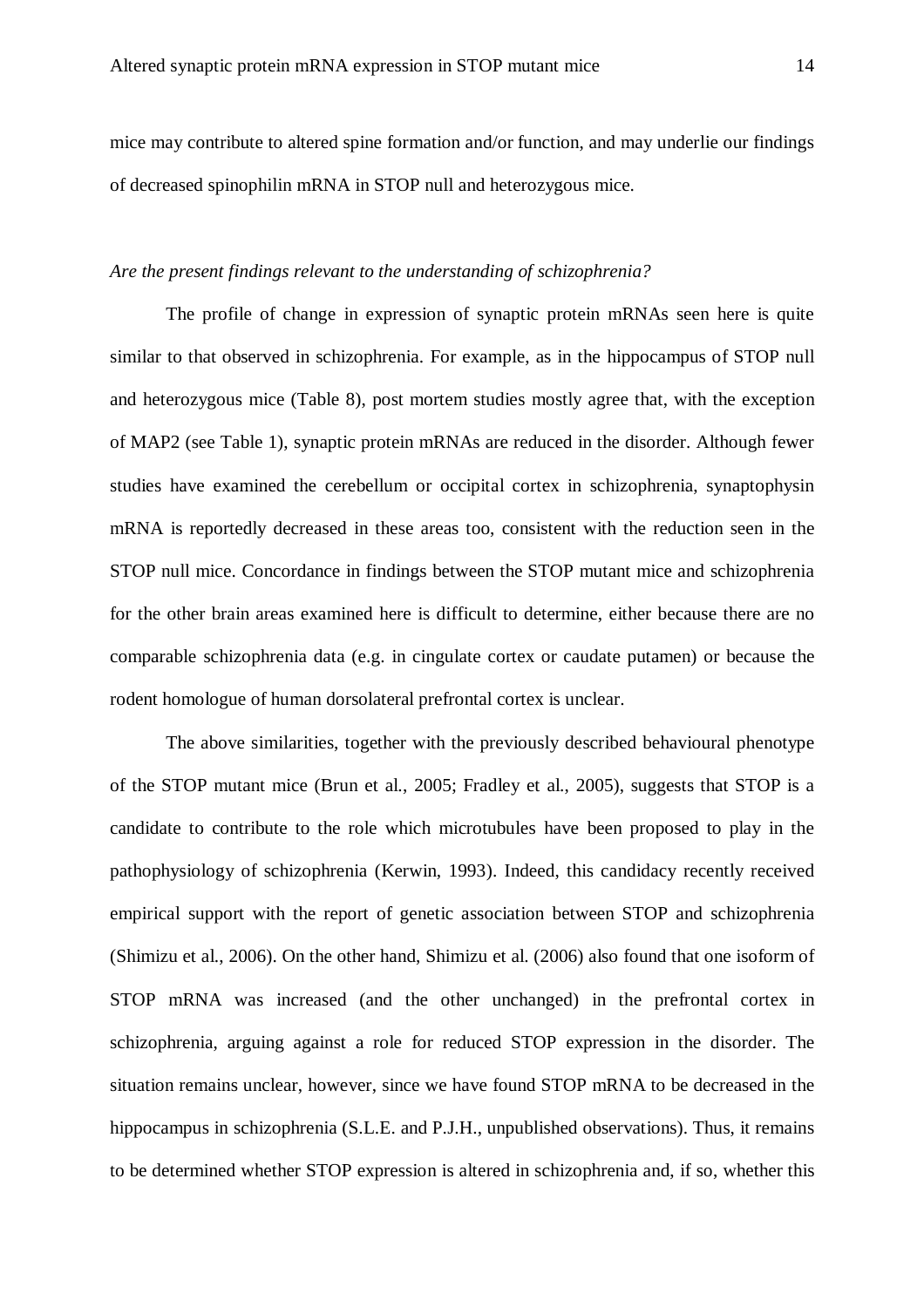mice may contribute to altered spine formation and/or function, and may underlie our findings of decreased spinophilin mRNA in STOP null and heterozygous mice.

*Are the present findings relevant to the understanding of schizophrenia?*

The profile of change in expression of synaptic protein mRNAs seen here is quite similar to that observed in schizophrenia. For example, as in the hippocampus of STOP null and heterozygous mice (Table 8), post mortem studies mostly agree that, with the exception of MAP2 (see Table 1), synaptic protein mRNAs are reduced in the disorder. Although fewer studies have examined the cerebellum or occipital cortex in schizophrenia, synaptophysin mRNA is reportedly decreased in these areas too, consistent with the reduction seen in the STOP null mice. Concordance in findings between the STOP mutant mice and schizophrenia for the other brain areas examined here is difficult to determine, either because there are no comparable schizophrenia data (e.g. in cingulate cortex or caudate putamen) or because the rodent homologue of human dorsolateral prefrontal cortex is unclear.

The above similarities, together with the previously described behavioural phenotype of the STOP mutant mice (Brun et al., 2005; Fradley et al., 2005), suggests that STOP is a candidate to contribute to the role which microtubules have been proposed to play in the pathophysiology of schizophrenia (Kerwin, 1993). Indeed, this candidacy recently received empirical support with the report of genetic association between STOP and schizophrenia (Shimizu et al., 2006). On the other hand, Shimizu et al. (2006) also found that one isoform of STOP mRNA was increased (and the other unchanged) in the prefrontal cortex in schizophrenia, arguing against a role for reduced STOP expression in the disorder. The situation remains unclear, however, since we have found STOP mRNA to be decreased in the hippocampus in schizophrenia (S.L.E. and P.J.H., unpublished observations). Thus, it remains to be determined whether STOP expression is altered in schizophrenia and, if so, whether this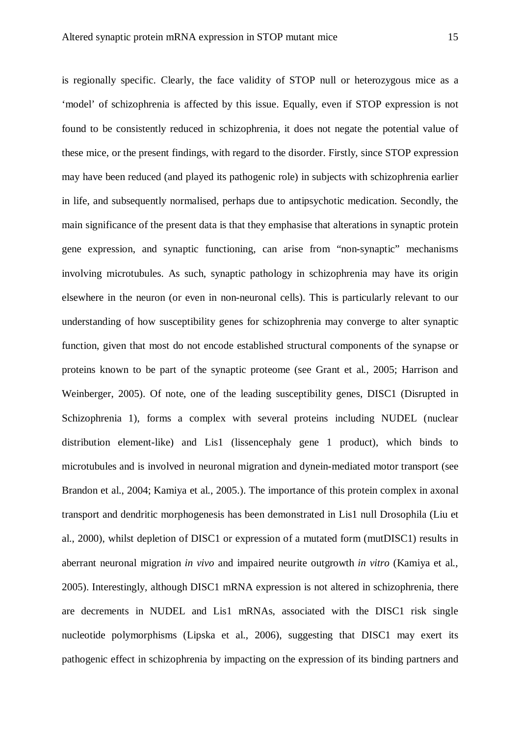is regionally specific. Clearly, the face validity of STOP null or heterozygous mice as a 'model' of schizophrenia is affected by this issue. Equally, even if STOP expression is not found to be consistently reduced in schizophrenia, it does not negate the potential value of these mice, or the present findings, with regard to the disorder. Firstly, since STOP expression may have been reduced (and played its pathogenic role) in subjects with schizophrenia earlier in life, and subsequently normalised, perhaps due to antipsychotic medication. Secondly, the main significance of the present data is that they emphasise that alterations in synaptic protein gene expression, and synaptic functioning, can arise from "non-synaptic" mechanisms involving microtubules. As such, synaptic pathology in schizophrenia may have its origin elsewhere in the neuron (or even in non-neuronal cells). This is particularly relevant to our understanding of how susceptibility genes for schizophrenia may converge to alter synaptic function, given that most do not encode established structural components of the synapse or proteins known to be part of the synaptic proteome (see Grant et al., 2005; Harrison and Weinberger, 2005). Of note, one of the leading susceptibility genes, DISC1 (Disrupted in Schizophrenia 1), forms a complex with several proteins including NUDEL (nuclear distribution element-like) and Lis1 (lissencephaly gene 1 product), which binds to microtubules and is involved in neuronal migration and dynein-mediated motor transport (see Brandon et al., 2004; Kamiya et al., 2005.). The importance of this protein complex in axonal transport and dendritic morphogenesis has been demonstrated in Lis1 null Drosophila (Liu et al., 2000), whilst depletion of DISC1 or expression of a mutated form (mutDISC1) results in aberrant neuronal migration *in vivo* and impaired neurite outgrowth *in vitro* (Kamiya et al., 2005). Interestingly, although DISC1 mRNA expression is not altered in schizophrenia, there are decrements in NUDEL and Lis1 mRNAs, associated with the DISC1 risk single nucleotide polymorphisms (Lipska et al., 2006), suggesting that DISC1 may exert its pathogenic effect in schizophrenia by impacting on the expression of its binding partners and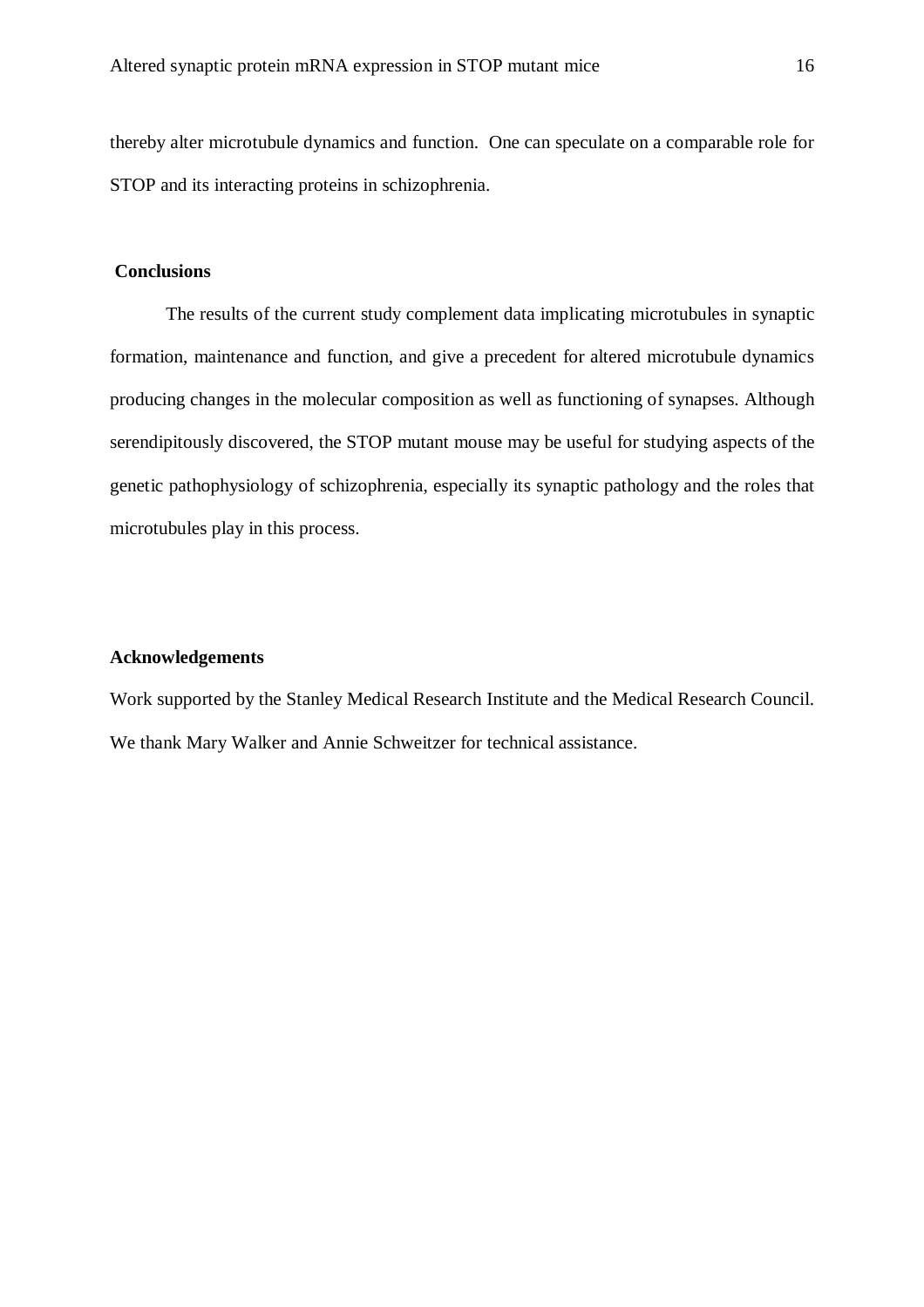thereby alter microtubule dynamics and function. One can speculate on a comparable role for STOP and its interacting proteins in schizophrenia.

## Conclusions

The results of the current study complement data implicating microtubules in synaptic formation, maintenance and function, and give a precedent for altered microtubule dynamics producing changes in the molecular composition as well as functioning of synapses. Although serendipitously discovered, the STOP mutant mouse may be useful for studying aspects of the genetic pathophysiology of schizophrenia, especially its synaptic pathology and the roles that microtubules play in this process.

## Acknowledgements

Work supported by the Stanley Medical Research Institute and the Medical Research Council. We thank Mary Walker and Annie Schweitzer for technical assistance.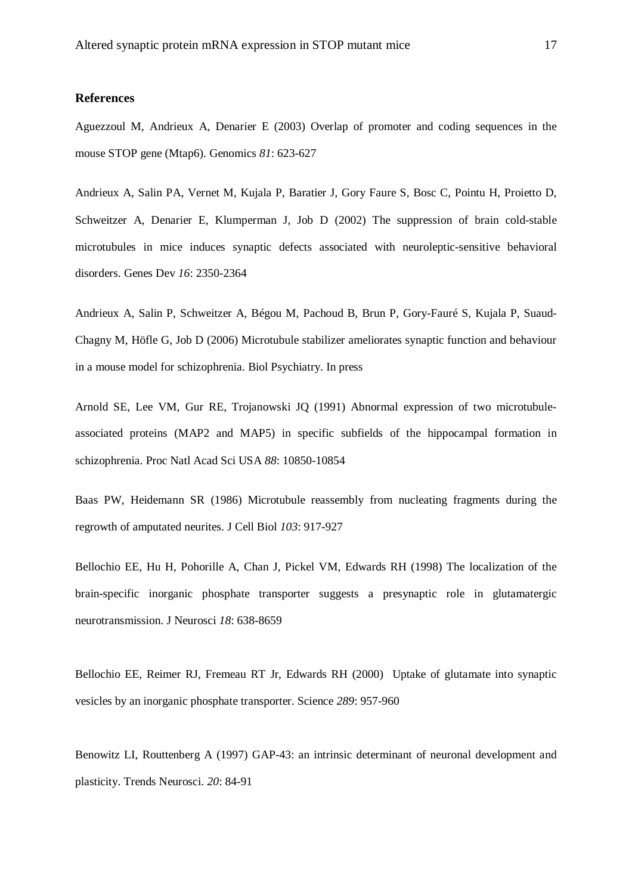**References**

Aguezzoul M, Andrieux A, Denarier E (2003) Overlap of promoter and coding sequences in the mouse STOP gene (Mtap6). Genomics *81*: 623-627

Andrieux A, Salin PA, Vernet M, Kujala P, Baratier J, Gory Faure S, Bosc C, Pointu H, Proietto D, Schweitzer A, Denarier E, Klumperman J, Job D (2002) The suppression of brain cold-stable microtubules in mice induces synaptic defects associated with neuroleptic-sensitive behavioral disorders. Genes Dev *16*: 2350-2364

Andrieux A, Salin P, Schweitzer A, Bégou M, Pachoud B, Brun P, Gory-Fauré S, Kujala P, Suaud-Chagny M, Höfle G, Job D (2006) Microtubule stabilizer ameliorates synaptic function and behaviour in a mouse model for schizophrenia. Biol Psychiatry. In press

Arnold SE, Lee VM, Gur RE, Trojanowski JQ (1991) Abnormal expression of two microtubule-associated proteins (MAP2 and MAP5) in specific subfields of the hippocampal formation in schizophrenia. Proc Natl Acad Sci USA *88*: 10850-10854

Baas PW, Heidemann SR (1986) Microtubule reassembly from nucleating fragments during the regrowth of amputated neurites. J Cell Biol *103*: 917-927

Bellochio EE, Hu H, Pohorille A, Chan J, Pickel VM, Edwards RH (1998) The localization of the brain-specific inorganic phosphate transporter suggests a presynaptic role in glutamatergic neurotransmission. J Neurosci *18*: 638-8659

Bellochio EE, Reimer RJ, Fremeau RT Jr, Edwards RH (2000) Uptake of glutamate into synaptic vesicles by an inorganic phosphate transporter. Science *289*: 957-960

Benowitz LI, Routtenberg A (1997) GAP-43: an intrinsic determinant of neuronal development and plasticity. Trends Neurosci. *20*: 84-91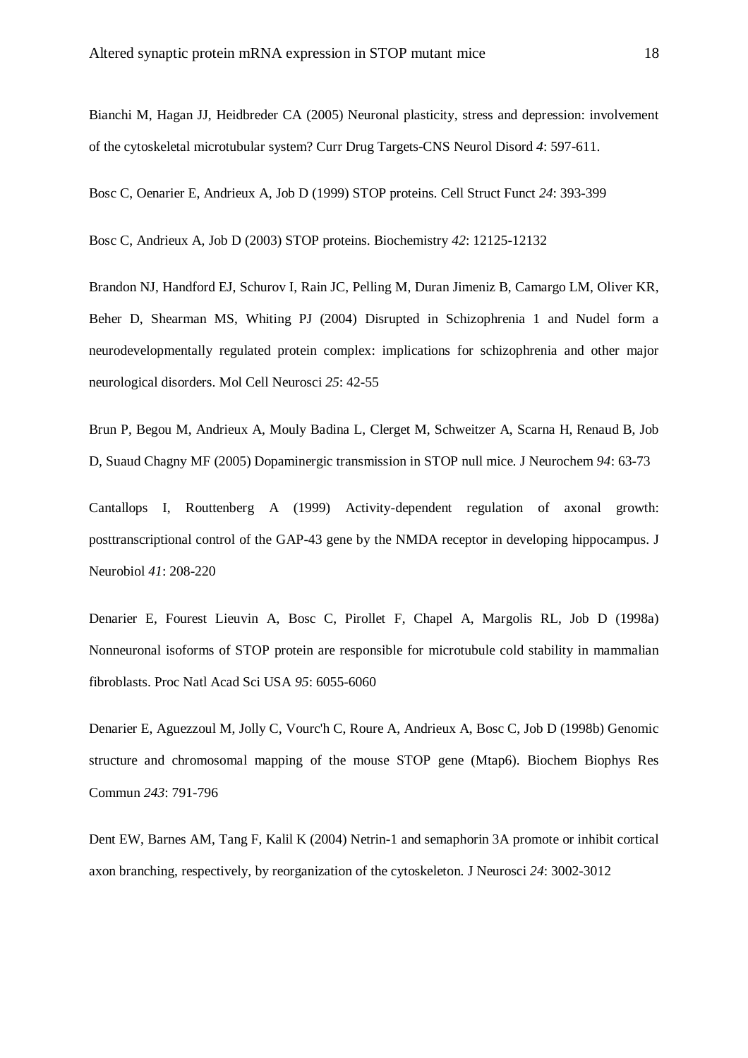Bianchi M, Hagan JJ, Heidbreder CA (2005) Neuronal plasticity, stress and depression: involvement of the cytoskeletal microtubular system? Curr Drug Targets-CNS Neurol Disord *4*: 597-611.

Bosc C, Oenarier E, Andrieux A, Job D (1999) STOP proteins. Cell Struct Funct *24*: 393-399

Bosc C, Andrieux A, Job D (2003) STOP proteins. Biochemistry *42*: 12125-12132

Brandon NJ, Handford EJ, Schurov I, Rain JC, Pelling M, Duran Jimeniz B, Camargo LM, Oliver KR, Beher D, Shearman MS, Whiting PJ (2004) Disrupted in Schizophrenia 1 and Nudel form a neurodevelopmentally regulated protein complex: implications for schizophrenia and other major neurological disorders. Mol Cell Neurosci *25*: 42-55

Brun P, Begou M, Andrieux A, Mouly Badina L, Clerget M, Schweitzer A, Scarna H, Renaud B, Job D, Suaud Chagny MF (2005) Dopaminergic transmission in STOP null mice. J Neurochem *94*: 63-73

Cantallops I, Routtenberg A (1999) Activity-dependent regulation of axonal growth: posttranscriptional control of the GAP-43 gene by the NMDA receptor in developing hippocampus. J Neurobiol *41*: 208-220

Denarier E, Fourest Lieuvin A, Bosc C, Pirollet F, Chapel A, Margolis RL, Job D (1998a) Nonneuronal isoforms of STOP protein are responsible for microtubule cold stability in mammalian fibroblasts. Proc Natl Acad Sci USA *95*: 6055-6060

Denarier E, Aguezzoul M, Jolly C, Vourc'h C, Roure A, Andrieux A, Bosc C, Job D (1998b) Genomic structure and chromosomal mapping of the mouse STOP gene (Mtap6). Biochem Biophys Res Commun *243*: 791-796

Dent EW, Barnes AM, Tang F, Kalil K (2004) Netrin-1 and semaphorin 3A promote or inhibit cortical axon branching, respectively, by reorganization of the cytoskeleton. J Neurosci *24*: 3002-3012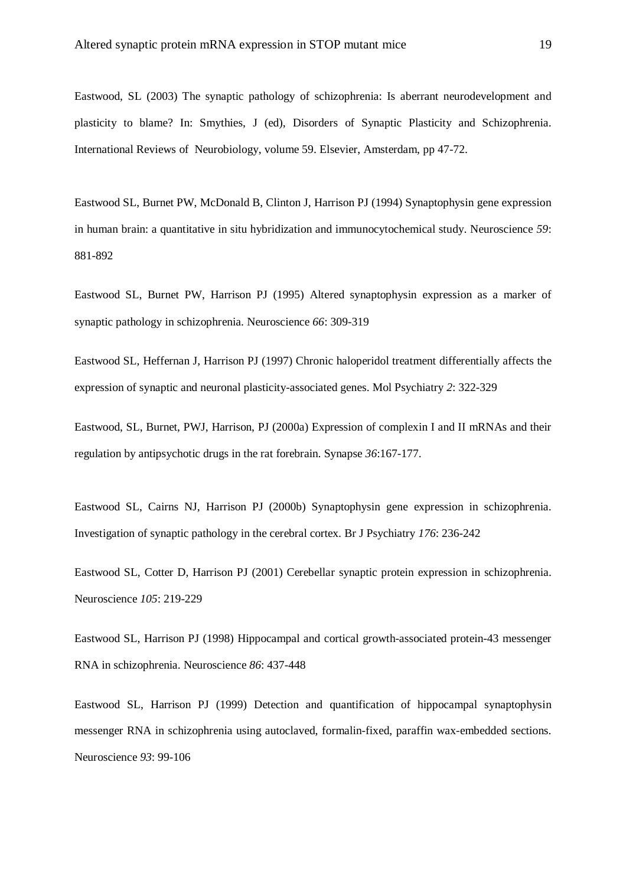Eastwood, SL (2003) The synaptic pathology of schizophrenia: Is aberrant neurodevelopment and plasticity to blame? In: Smythies, J (ed), Disorders of Synaptic Plasticity and Schizophrenia. International Reviews of Neurobiology, volume 59. Elsevier, Amsterdam, pp 47-72.

Eastwood SL, Burnet PW, McDonald B, Clinton J, Harrison PJ (1994) Synaptophysin gene expression in human brain: a quantitative in situ hybridization and immunocytochemical study. Neuroscience *59*: 881-892

Eastwood SL, Burnet PW, Harrison PJ (1995) Altered synaptophysin expression as a marker of synaptic pathology in schizophrenia. Neuroscience *66*: 309-319

Eastwood SL, Heffernan J, Harrison PJ (1997) Chronic haloperidol treatment differentially affects the expression of synaptic and neuronal plasticity-associated genes. Mol Psychiatry *2*: 322-329

Eastwood, SL, Burnet, PWJ, Harrison, PJ (2000a) Expression of complexin I and II mRNAs and their regulation by antipsychotic drugs in the rat forebrain. Synapse *36*:167-177.

Eastwood SL, Cairns NJ, Harrison PJ (2000b) Synaptophysin gene expression in schizophrenia. Investigation of synaptic pathology in the cerebral cortex. Br J Psychiatry *176*: 236-242

Eastwood SL, Cotter D, Harrison PJ (2001) Cerebellar synaptic protein expression in schizophrenia. Neuroscience *105*: 219-229

Eastwood SL, Harrison PJ (1998) Hippocampal and cortical growth-associated protein-43 messenger RNA in schizophrenia. Neuroscience *86*: 437-448

Eastwood SL, Harrison PJ (1999) Detection and quantification of hippocampal synaptophysin messenger RNA in schizophrenia using autoclaved, formalin-fixed, paraffin wax-embedded sections. Neuroscience *93*: 99-106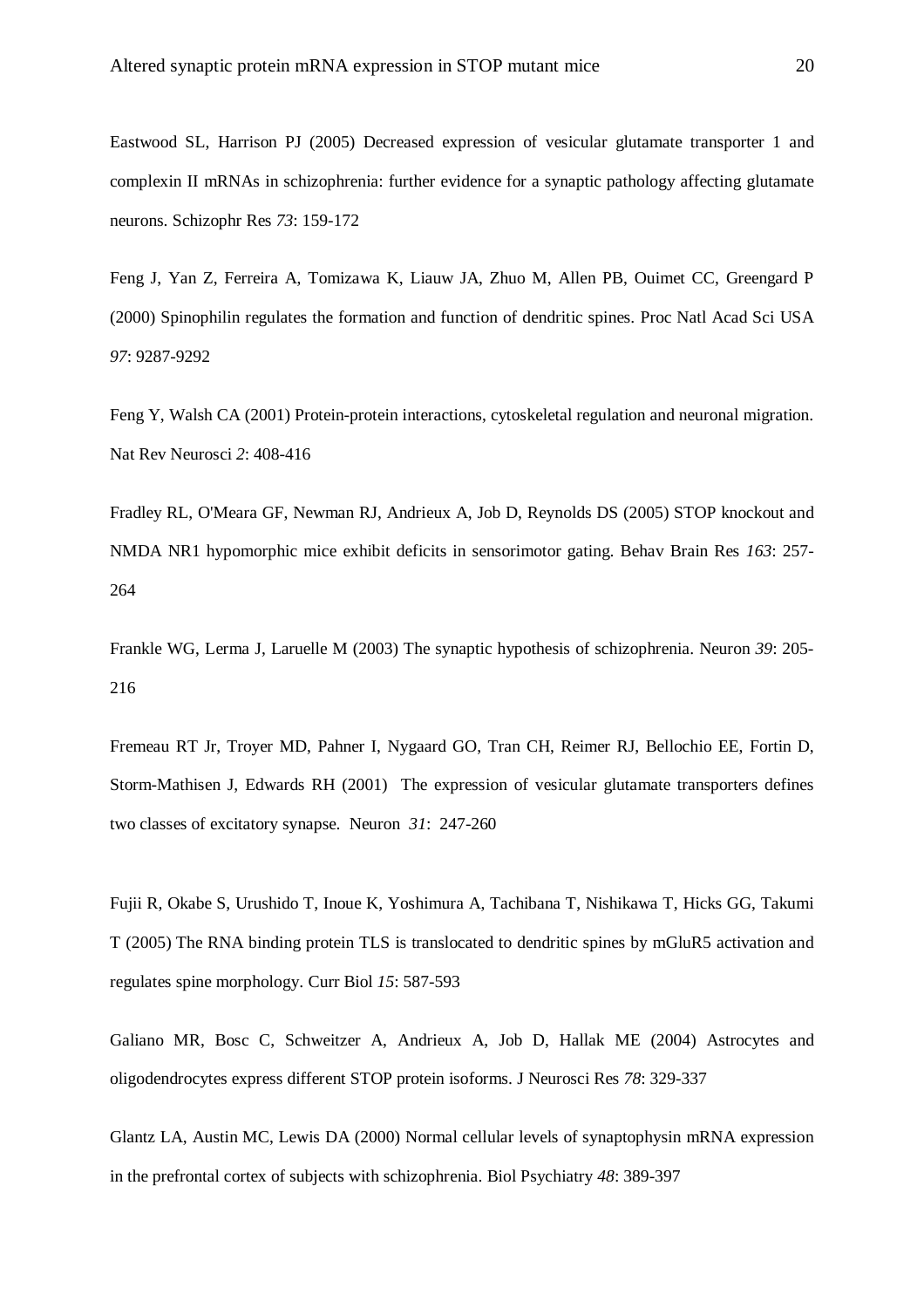Eastwood SL, Harrison PJ (2005) Decreased expression of vesicular glutamate transporter 1 and complexin II mRNAs in schizophrenia: further evidence for a synaptic pathology affecting glutamate neurons. Schizophr Res *73*: 159-172

Feng J, Yan Z, Ferreira A, Tomizawa K, Liauw JA, Zhuo M, Allen PB, Ouimet CC, Greengard P (2000) Spinophilin regulates the formation and function of dendritic spines. Proc Natl Acad Sci USA *97*: 9287-9292

Feng Y, Walsh CA (2001) Protein-protein interactions, cytoskeletal regulation and neuronal migration. Nat Rev Neurosci *2*: 408-416

Fradley RL, O'Meara GF, Newman RJ, Andrieux A, Job D, Reynolds DS (2005) STOP knockout and NMDA NR1 hypomorphic mice exhibit deficits in sensorimotor gating. Behav Brain Res *163*: 257-264

Frankle WG, Lerma J, Laruelle M (2003) The synaptic hypothesis of schizophrenia. Neuron *39*: 205-216

Fremeau RT Jr, Troyer MD, Pahner I, Nygaard GO, Tran CH, Reimer RJ, Bellochio EE, Fortin D, Storm-Mathisen J, Edwards RH (2001) The expression of vesicular glutamate transporters defines two classes of excitatory synapse. Neuron *31*: 247-260

Fujii R, Okabe S, Urushido T, Inoue K, Yoshimura A, Tachibana T, Nishikawa T, Hicks GG, Takumi T (2005) The RNA binding protein TLS is translocated to dendritic spines by mGluR5 activation and regulates spine morphology. Curr Biol *15*: 587-593

Galiano MR, Bosc C, Schweitzer A, Andrieux A, Job D, Hallak ME (2004) Astrocytes and oligodendrocytes express different STOP protein isoforms. J Neurosci Res *78*: 329-337

Glantz LA, Austin MC, Lewis DA (2000) Normal cellular levels of synaptophysin mRNA expression in the prefrontal cortex of subjects with schizophrenia. Biol Psychiatry *48*: 389-397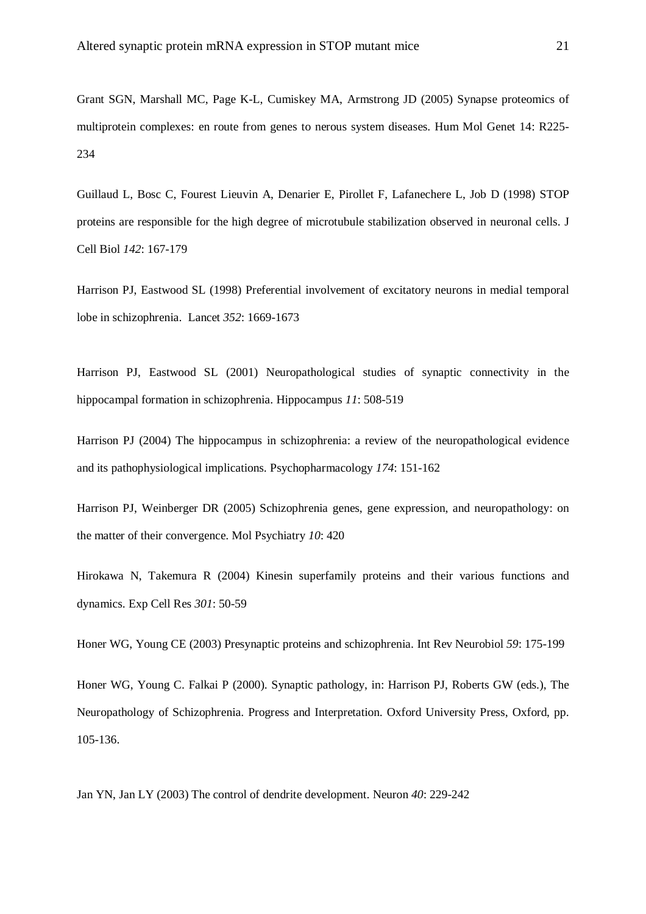Grant SGN, Marshall MC, Page K-L, Cumiskey MA, Armstrong JD (2005) Synapse proteomics of multiprotein complexes: en route from genes to nerous system diseases. Hum Mol Genet 14: R225-234

Guillaud L, Bosc C, Fourest Lieuvin A, Denarier E, Pirollet F, Lafanechere L, Job D (1998) STOP proteins are responsible for the high degree of microtubule stabilization observed in neuronal cells. J Cell Biol *142*: 167-179

Harrison PJ, Eastwood SL (1998) Preferential involvement of excitatory neurons in medial temporal lobe in schizophrenia. Lancet *352*: 1669-1673

Harrison PJ, Eastwood SL (2001) Neuropathological studies of synaptic connectivity in the hippocampal formation in schizophrenia. Hippocampus *11*: 508-519

Harrison PJ (2004) The hippocampus in schizophrenia: a review of the neuropathological evidence and its pathophysiological implications. Psychopharmacology *174*: 151-162

Harrison PJ, Weinberger DR (2005) Schizophrenia genes, gene expression, and neuropathology: on the matter of their convergence. Mol Psychiatry *10*: 420

Hirokawa N, Takemura R (2004) Kinesin superfamily proteins and their various functions and dynamics. Exp Cell Res *301*: 50-59

Honer WG, Young CE (2003) Presynaptic proteins and schizophrenia. Int Rev Neurobiol *59*: 175-199

Honer WG, Young C. Falkai P (2000). Synaptic pathology, in: Harrison PJ, Roberts GW (eds.), The Neuropathology of Schizophrenia. Progress and Interpretation. Oxford University Press, Oxford, pp. 105-136.

Jan YN, Jan LY (2003) The control of dendrite development. Neuron *40*: 229-242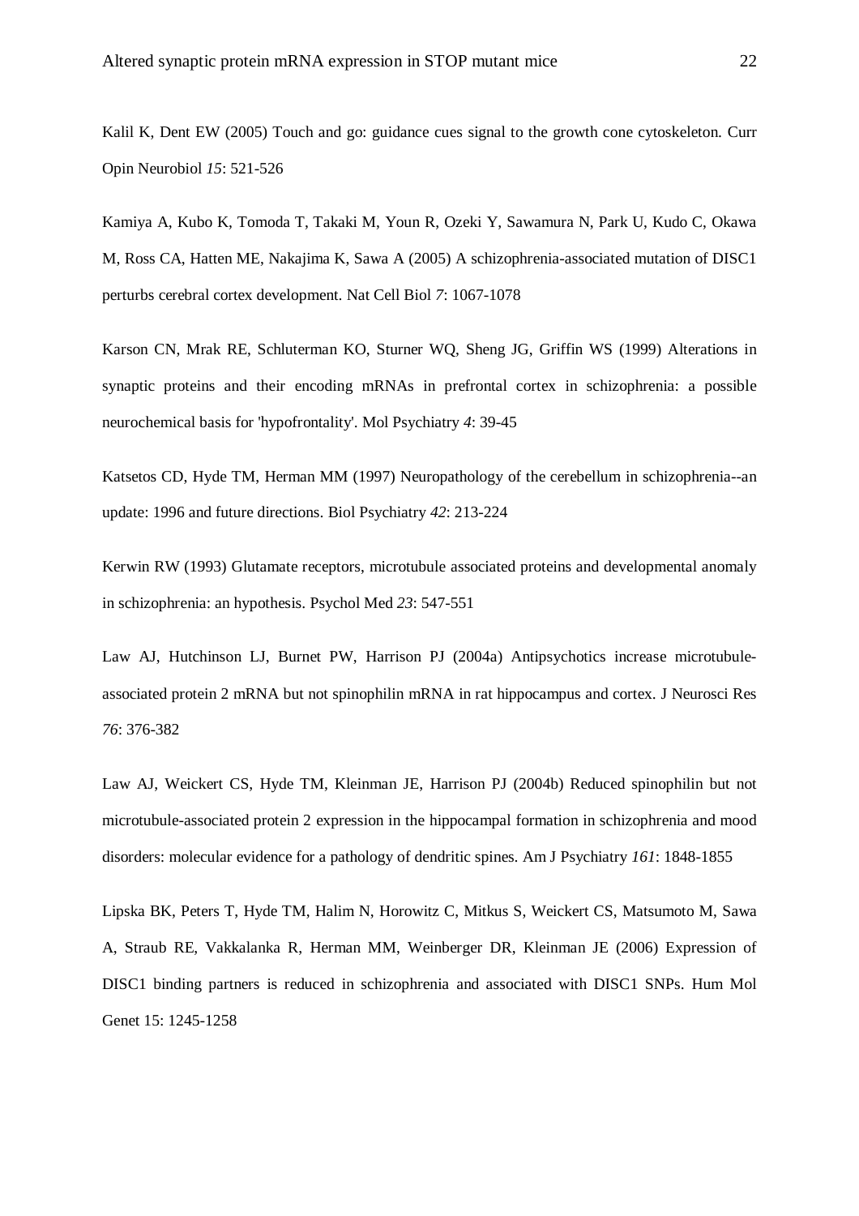Kalil K, Dent EW (2005) Touch and go: guidance cues signal to the growth cone cytoskeleton. Curr Opin Neurobiol *15*: 521-526

Kamiya A, Kubo K, Tomoda T, Takaki M, Youn R, Ozeki Y, Sawamura N, Park U, Kudo C, Okawa M, Ross CA, Hatten ME, Nakajima K, Sawa A (2005) A schizophrenia-associated mutation of DISC1 perturbs cerebral cortex development. Nat Cell Biol *7*: 1067-1078

Karson CN, Mrak RE, Schluterman KO, Sturner WQ, Sheng JG, Griffin WS (1999) Alterations in synaptic proteins and their encoding mRNAs in prefrontal cortex in schizophrenia: a possible neurochemical basis for 'hypofrontality'. Mol Psychiatry *4*: 39-45

Katsetos CD, Hyde TM, Herman MM (1997) Neuropathology of the cerebellum in schizophrenia--an update: 1996 and future directions. Biol Psychiatry *42*: 213-224

Kerwin RW (1993) Glutamate receptors, microtubule associated proteins and developmental anomaly in schizophrenia: an hypothesis. Psychol Med *23*: 547-551

Law AJ, Hutchinson LJ, Burnet PW, Harrison PJ (2004a) Antipsychotics increase microtubule-associated protein 2 mRNA but not spinophilin mRNA in rat hippocampus and cortex. J Neurosci Res *76*: 376-382

Law AJ, Weickert CS, Hyde TM, Kleinman JE, Harrison PJ (2004b) Reduced spinophilin but not microtubule-associated protein 2 expression in the hippocampal formation in schizophrenia and mood disorders: molecular evidence for a pathology of dendritic spines. Am J Psychiatry *161*: 1848-1855

Lipska BK, Peters T, Hyde TM, Halim N, Horowitz C, Mitkus S, Weickert CS, Matsumoto M, Sawa A, Straub RE, Vakkalanka R, Herman MM, Weinberger DR, Kleinman JE (2006) Expression of DISC1 binding partners is reduced in schizophrenia and associated with DISC1 SNPs. Hum Mol Genet 15: 1245-1258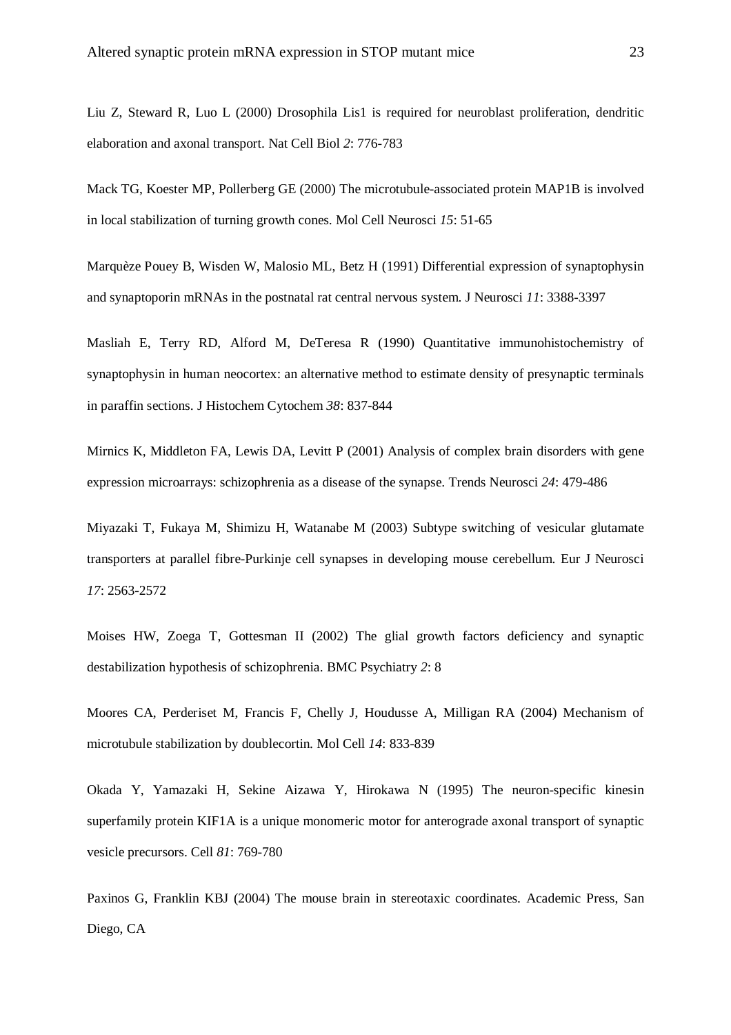Liu Z, Steward R, Luo L (2000) Drosophila Lis1 is required for neuroblast proliferation, dendritic elaboration and axonal transport. Nat Cell Biol *2*: 776-783

Mack TG, Koester MP, Pollerberg GE (2000) The microtubule-associated protein MAP1B is involved in local stabilization of turning growth cones. Mol Cell Neurosci *15*: 51-65

Marquèze Pouey B, Wisden W, Malosio ML, Betz H (1991) Differential expression of synaptophysin and synaptoporin mRNAs in the postnatal rat central nervous system. J Neurosci *11*: 3388-3397

Masliah E, Terry RD, Alford M, DeTeresa R (1990) Quantitative immunohistochemistry of synaptophysin in human neocortex: an alternative method to estimate density of presynaptic terminals in paraffin sections. J Histochem Cytochem *38*: 837-844

Mirnics K, Middleton FA, Lewis DA, Levitt P (2001) Analysis of complex brain disorders with gene expression microarrays: schizophrenia as a disease of the synapse. Trends Neurosci *24*: 479-486

Miyazaki T, Fukaya M, Shimizu H, Watanabe M (2003) Subtype switching of vesicular glutamate transporters at parallel fibre-Purkinje cell synapses in developing mouse cerebellum. Eur J Neurosci *17*: 2563-2572

Moises HW, Zoega T, Gottesman II (2002) The glial growth factors deficiency and synaptic destabilization hypothesis of schizophrenia. BMC Psychiatry *2*: 8

Moores CA, Perderiset M, Francis F, Chelly J, Houdusse A, Milligan RA (2004) Mechanism of microtubule stabilization by doublecortin. Mol Cell *14*: 833-839

Okada Y, Yamazaki H, Sekine Aizawa Y, Hirokawa N (1995) The neuron-specific kinesin superfamily protein KIF1A is a unique monomeric motor for anterograde axonal transport of synaptic vesicle precursors. Cell *81*: 769-780

Paxinos G, Franklin KBJ (2004) The mouse brain in stereotaxic coordinates. Academic Press, San Diego, CA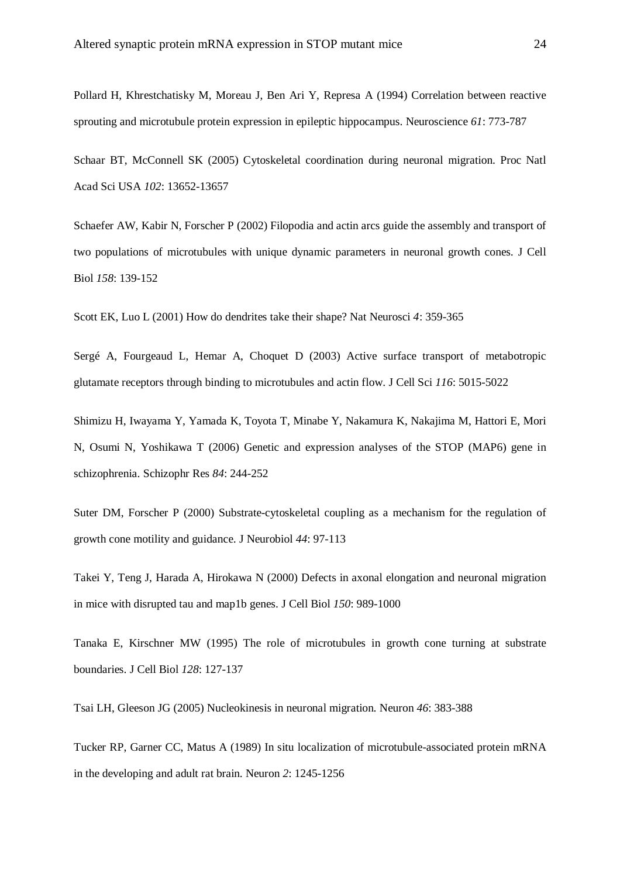Pollard H, Khrestchatisky M, Moreau J, Ben Ari Y, Represa A (1994) Correlation between reactive sprouting and microtubule protein expression in epileptic hippocampus. Neuroscience *61*: 773-787

Schaar BT, McConnell SK (2005) Cytoskeletal coordination during neuronal migration. Proc Natl Acad Sci USA *102*: 13652-13657

Schaefer AW, Kabir N, Forscher P (2002) Filopodia and actin arcs guide the assembly and transport of two populations of microtubules with unique dynamic parameters in neuronal growth cones. J Cell Biol *158*: 139-152

Scott EK, Luo L (2001) How do dendrites take their shape? Nat Neurosci *4*: 359-365

Sergé A, Fourgeaud L, Hemar A, Choquet D (2003) Active surface transport of metabotropic glutamate receptors through binding to microtubules and actin flow. J Cell Sci *116*: 5015-5022

Shimizu H, Iwayama Y, Yamada K, Toyota T, Minabe Y, Nakamura K, Nakajima M, Hattori E, Mori N, Osumi N, Yoshikawa T (2006) Genetic and expression analyses of the STOP (MAP6) gene in schizophrenia. Schizophr Res *84*: 244-252

Suter DM, Forscher P (2000) Substrate-cytoskeletal coupling as a mechanism for the regulation of growth cone motility and guidance. J Neurobiol *44*: 97-113

Takei Y, Teng J, Harada A, Hirokawa N (2000) Defects in axonal elongation and neuronal migration in mice with disrupted tau and map1b genes. J Cell Biol *150*: 989-1000

Tanaka E, Kirschner MW (1995) The role of microtubules in growth cone turning at substrate boundaries. J Cell Biol *128*: 127-137

Tsai LH, Gleeson JG (2005) Nucleokinesis in neuronal migration. Neuron *46*: 383-388

Tucker RP, Garner CC, Matus A (1989) In situ localization of microtubule-associated protein mRNA in the developing and adult rat brain. Neuron *2*: 1245-1256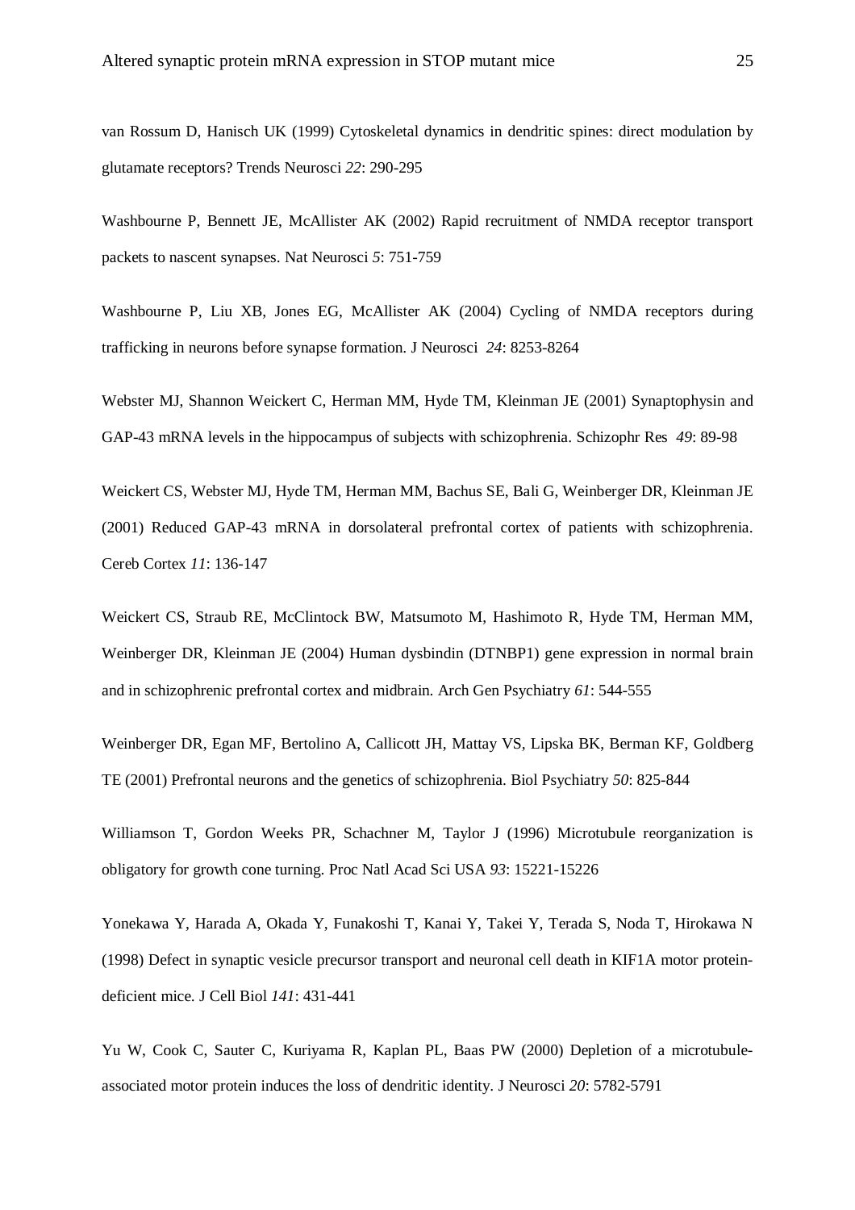van Rossum D, Hanisch UK (1999) Cytoskeletal dynamics in dendritic spines: direct modulation by glutamate receptors? Trends Neurosci *22*: 290-295

Washbourne P, Bennett JE, McAllister AK (2002) Rapid recruitment of NMDA receptor transport packets to nascent synapses. Nat Neurosci *5*: 751-759

Washbourne P, Liu XB, Jones EG, McAllister AK (2004) Cycling of NMDA receptors during trafficking in neurons before synapse formation. J Neurosci *24*: 8253-8264

Webster MJ, Shannon Weickert C, Herman MM, Hyde TM, Kleinman JE (2001) Synaptophysin and GAP-43 mRNA levels in the hippocampus of subjects with schizophrenia. Schizophr Res *49*: 89-98

Weickert CS, Webster MJ, Hyde TM, Herman MM, Bachus SE, Bali G, Weinberger DR, Kleinman JE (2001) Reduced GAP-43 mRNA in dorsolateral prefrontal cortex of patients with schizophrenia. Cereb Cortex *11*: 136-147

Weickert CS, Straub RE, McClintock BW, Matsumoto M, Hashimoto R, Hyde TM, Herman MM, Weinberger DR, Kleinman JE (2004) Human dysbindin (DTNBP1) gene expression in normal brain and in schizophrenic prefrontal cortex and midbrain. Arch Gen Psychiatry *61*: 544-555

Weinberger DR, Egan MF, Bertolino A, Callicott JH, Mattay VS, Lipska BK, Berman KF, Goldberg TE (2001) Prefrontal neurons and the genetics of schizophrenia. Biol Psychiatry *50*: 825-844

Williamson T, Gordon Weeks PR, Schachner M, Taylor J (1996) Microtubule reorganization is obligatory for growth cone turning. Proc Natl Acad Sci USA *93*: 15221-15226

Yonekawa Y, Harada A, Okada Y, Funakoshi T, Kanai Y, Takei Y, Terada S, Noda T, Hirokawa N (1998) Defect in synaptic vesicle precursor transport and neuronal cell death in KIF1A motor protein-deficient mice. J Cell Biol *141*: 431-441

Yu W, Cook C, Sauter C, Kuriyama R, Kaplan PL, Baas PW (2000) Depletion of a microtubule-associated motor protein induces the loss of dendritic identity. J Neurosci *20*: 5782-5791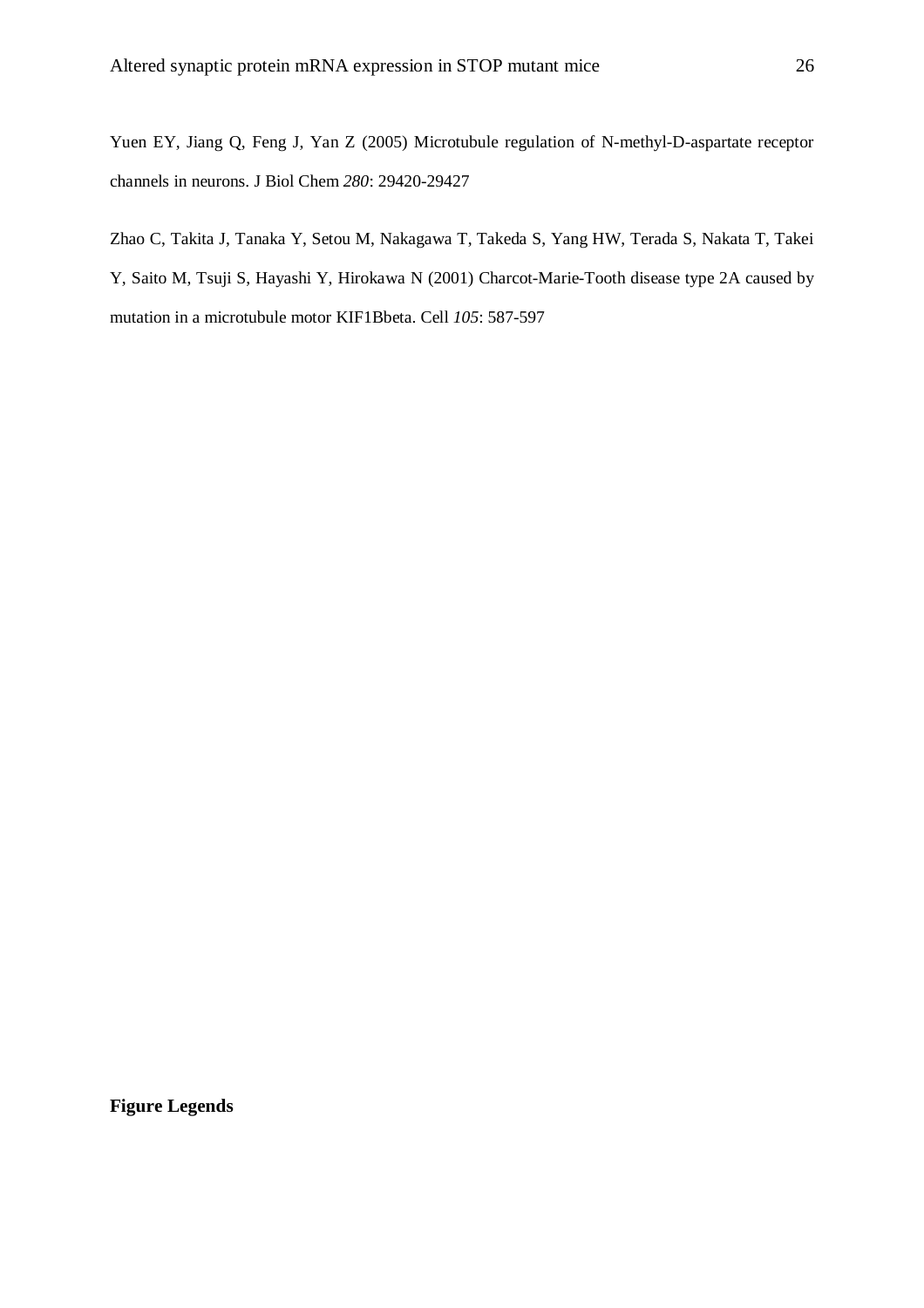Yuen EY, Jiang Q, Feng J, Yan Z (2005) Microtubule regulation of N-methyl-D-aspartate receptor channels in neurons. J Biol Chem *280*: 29420-29427

Zhao C, Takita J, Tanaka Y, Setou M, Nakagawa T, Takeda S, Yang HW, Terada S, Nakata T, Takei Y, Saito M, Tsuji S, Hayashi Y, Hirokawa N (2001) Charcot-Marie-Tooth disease type 2A caused by mutation in a microtubule motor KIF1Bbeta. Cell *105*: 587-597

**Figure Legends**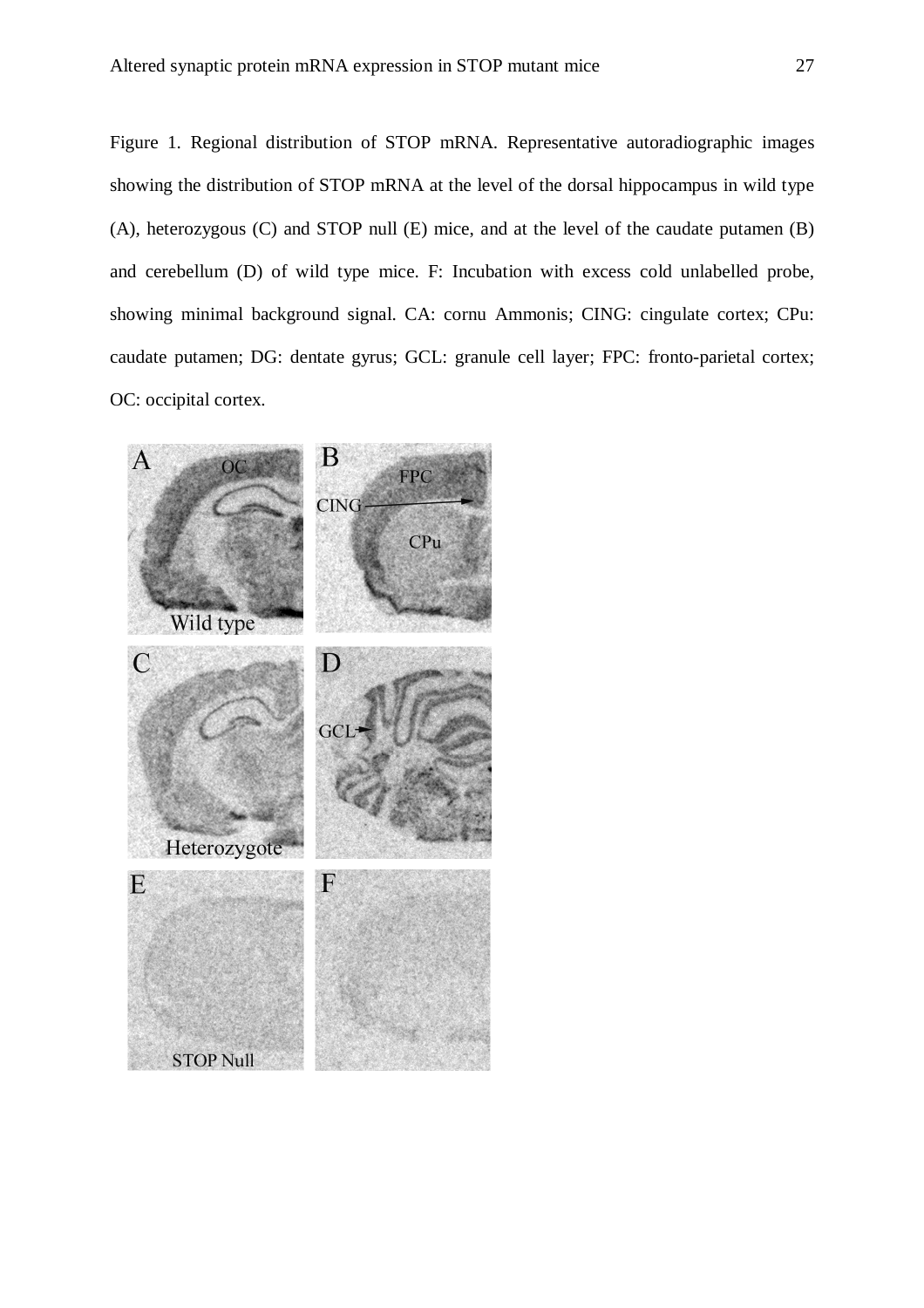Figure 1. Regional distribution of STOP mRNA. Representative autoradiographic images showing the distribution of STOP mRNA at the level of the dorsal hippocampus in wild type (A), heterozygous (C) and STOP null (E) mice, and at the level of the caudate putamen (B) and cerebellum (D) of wild type mice. F: Incubation with excess cold unlabelled probe, showing minimal background signal. CA: cornu Ammonis; CING: cingulate cortex; CPu: caudate putamen; DG: dentate gyrus; GCL: granule cell layer; FPC: fronto-parietal cortex; OC: occipital cortex.

A
OC
Wild type

B
FPC
CING
CPu

C
Heterozygote

D
GCL

E
STOP Null

F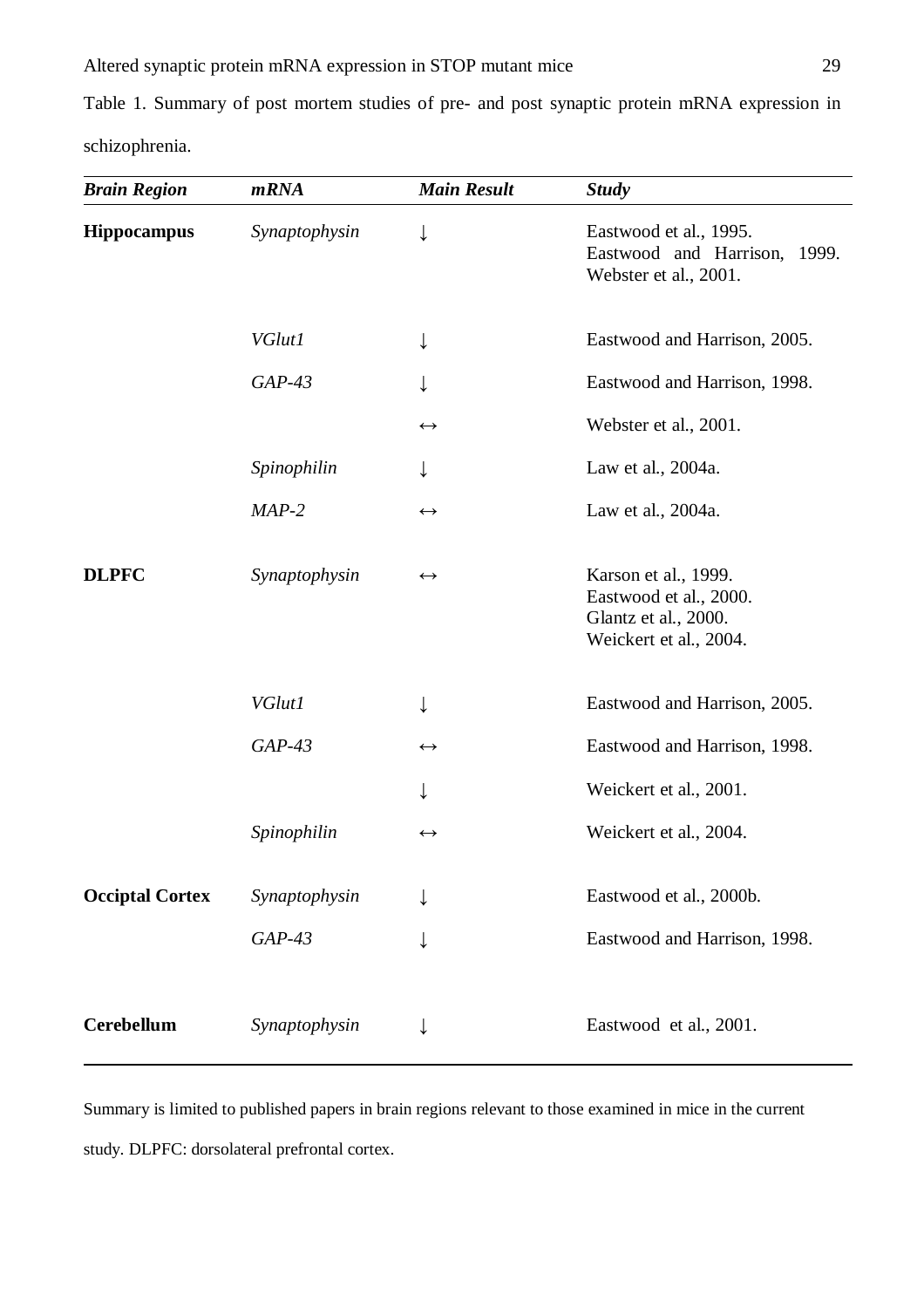Table 1. Summary of post mortem studies of pre- and post synaptic protein mRNA expression in schizophrenia.

| ***Brain Region*** | ***mRNA*** | ***Main Result*** | ***Study*** |
|---|---|---|---|
| **Hippocampus** | *Synaptophysin* | ↓ | Eastwood et al., 1995. Eastwood and Harrison, 1999. Webster et al., 2001. |
| | *VGlut1* | ↓ | Eastwood and Harrison, 2005. |
| | *GAP-43* | ↓ | Eastwood and Harrison, 1998. |
| | | ↔ | Webster et al., 2001. |
| | *Spinophilin* | ↓ | Law et al., 2004a. |
| | *MAP-2* | ↔ | Law et al., 2004a. |
| **DLPFC** | *Synaptophysin* | ↔ | Karson et al., 1999. Eastwood et al., 2000. Glantz et al., 2000. Weickert et al., 2004. |
| | *VGlut1* | ↓ | Eastwood and Harrison, 2005. |
| | *GAP-43* | ↔ | Eastwood and Harrison, 1998. |
| | | ↓ | Weickert et al., 2001. |
| | *Spinophilin* | ↔ | Weickert et al., 2004. |
| **Occiptal Cortex** | *Synaptophysin* | ↓ | Eastwood et al., 2000b. |
| | *GAP-43* | ↓ | Eastwood and Harrison, 1998. |
| **Cerebellum** | *Synaptophysin* | ↓ | Eastwood et al., 2001. |

Summary is limited to published papers in brain regions relevant to those examined in mice in the current study. DLPFC: dorsolateral prefrontal cortex.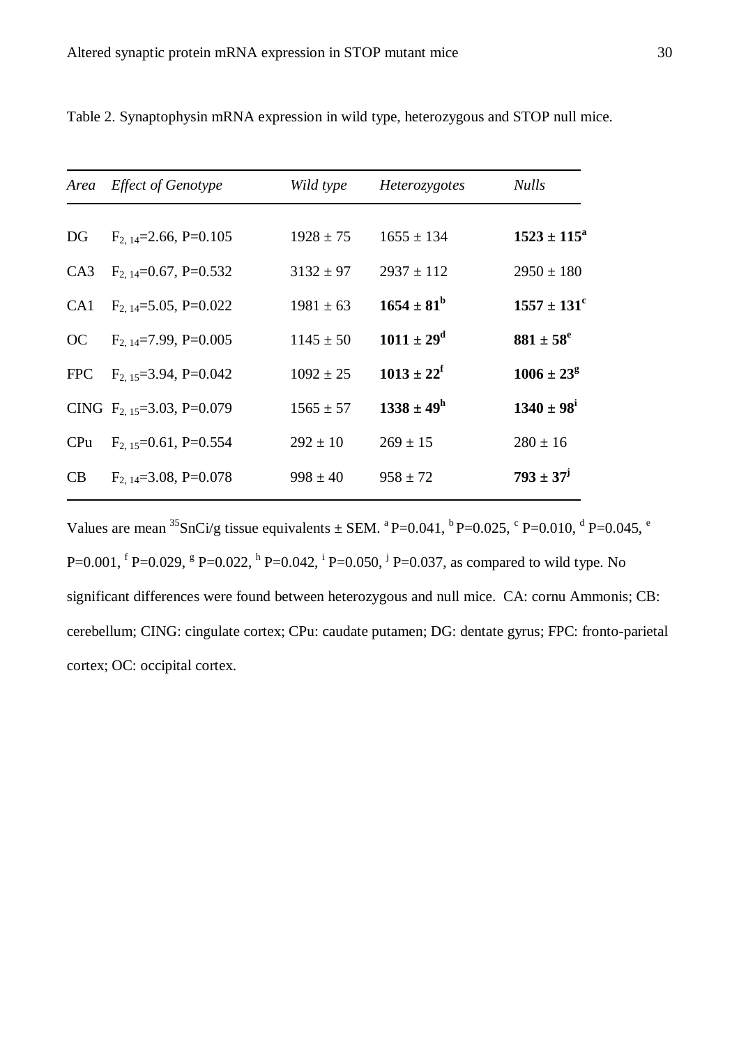Table 2. Synaptophysin mRNA expression in wild type, heterozygous and STOP null mice.

| *Area* | *Effect of Genotype* | *Wild type* | *Heterozygotes* | *Nulls* |
|---|---|---|---|---|
| DG | $F_{2, 14}$=2.66, P=0.105 | 1928 ± 75 | 1655 ± 134 | **1523 ± 115**[a] |
| CA3 | $F_{2, 14}$=0.67, P=0.532 | 3132 ± 97 | 2937 ± 112 | 2950 ± 180 |
| CA1 | $F_{2, 14}$=5.05, P=0.022 | 1981 ± 63 | **1654 ± 81**[b] | **1557 ± 131**[c] |
| OC | $F_{2, 14}$=7.99, P=0.005 | 1145 ± 50 | **1011 ± 29**[d] | **881 ± 58**[e] |
| FPC | $F_{2, 15}$=3.94, P=0.042 | 1092 ± 25 | **1013 ± 22**[f] | **1006 ± 23**[g] |
| CING | $F_{2, 15}$=3.03, P=0.079 | 1565 ± 57 | **1338 ± 49**[h] | **1340 ± 98**[i] |
| CPu | $F_{2, 15}$=0.61, P=0.554 | 292 ± 10 | 269 ± 15 | 280 ± 16 |
| CB | $F_{2, 14}$=3.08, P=0.078 | 998 ± 40 | 958 ± 72 | **793 ± 37**[j] |

Values are mean $^{35}$SnCi/g tissue equivalents ± SEM. [a] P=0.041, [b] P=0.025, [c] P=0.010, [d] P=0.045, [e] P=0.001, [f] P=0.029, [g] P=0.022, [h] P=0.042, [i] P=0.050, [j] P=0.037, as compared to wild type. No significant differences were found between heterozygous and null mice. CA: cornu Ammonis; CB: cerebellum; CING: cingulate cortex; CPu: caudate putamen; DG: dentate gyrus; FPC: fronto-parietal cortex; OC: occipital cortex.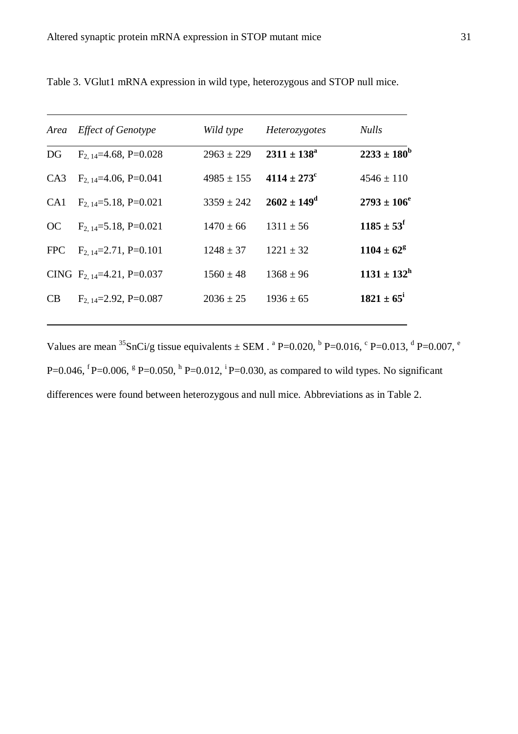Table 3. VGlut1 mRNA expression in wild type, heterozygous and STOP null mice.

| *Area* | *Effect of Genotype* | *Wild type* | *Heterozygotes* | *Nulls* |
|---|---|---|---|---|
| DG | $F_{2,14}$=4.68, P=0.028 | 2963 ± 229 | **2311 ± 138**[a] | **2233 ± 180**[b] |
| CA3 | $F_{2,14}$=4.06, P=0.041 | 4985 ± 155 | **4114 ± 273**[c] | 4546 ± 110 |
| CA1 | $F_{2,14}$=5.18, P=0.021 | 3359 ± 242 | **2602 ± 149**[d] | **2793 ± 106**[e] |
| OC | $F_{2,14}$=5.18, P=0.021 | 1470 ± 66 | 1311 ± 56 | **1185 ± 53**[f] |
| FPC | $F_{2,14}$=2.71, P=0.101 | 1248 ± 37 | 1221 ± 32 | **1104 ± 62**[g] |
| CING | $F_{2,14}$=4.21, P=0.037 | 1560 ± 48 | 1368 ± 96 | **1131 ± 132**[h] |
| CB | $F_{2,14}$=2.92, P=0.087 | 2036 ± 25 | 1936 ± 65 | **1821 ± 65**[i] |

Values are mean $^{35}$SnCi/g tissue equivalents ± SEM . [a] P=0.020, [b] P=0.016, [c] P=0.013, [d] P=0.007, [e] P=0.046, [f] P=0.006, [g] P=0.050, [h] P=0.012, [i] P=0.030, as compared to wild types. No significant differences were found between heterozygous and null mice. Abbreviations as in Table 2.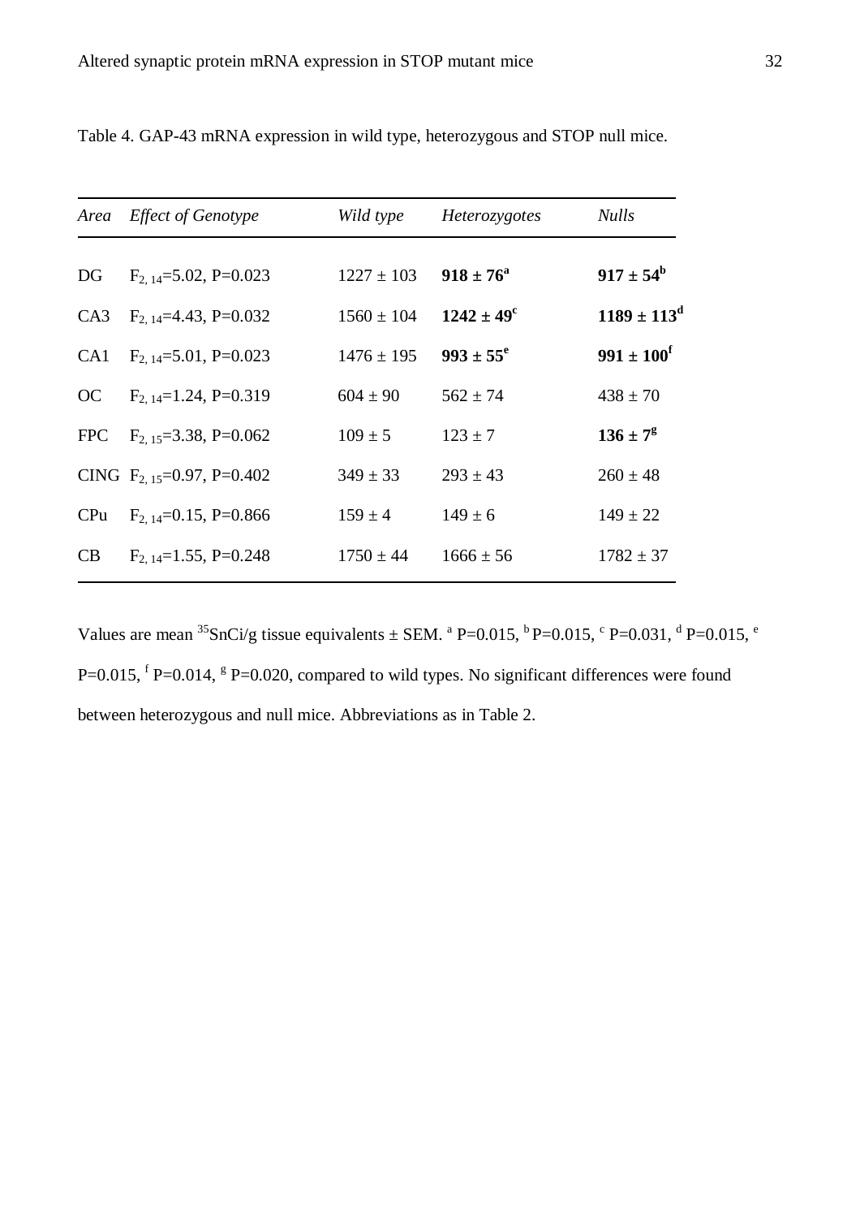Table 4. GAP-43 mRNA expression in wild type, heterozygous and STOP null mice.

| *Area* | *Effect of Genotype* | *Wild type* | *Heterozygotes* | *Nulls* |
|---|---|---|---|---|
| DG | $F_{2,14}$=5.02, P=0.023 | 1227 ± 103 | **918 ± 76[a]** | **917 ± 54[b]** |
| CA3 | $F_{2,14}$=4.43, P=0.032 | 1560 ± 104 | **1242 ± 49[c]** | **1189 ± 113[d]** |
| CA1 | $F_{2,14}$=5.01, P=0.023 | 1476 ± 195 | **993 ± 55[e]** | **991 ± 100[f]** |
| OC | $F_{2,14}$=1.24, P=0.319 | 604 ± 90 | 562 ± 74 | 438 ± 70 |
| FPC | $F_{2,15}$=3.38, P=0.062 | 109 ± 5 | 123 ± 7 | **136 ± 7[g]** |
| CING | $F_{2,15}$=0.97, P=0.402 | 349 ± 33 | 293 ± 43 | 260 ± 48 |
| CPu | $F_{2,14}$=0.15, P=0.866 | 159 ± 4 | 149 ± 6 | 149 ± 22 |
| CB | $F_{2,14}$=1.55, P=0.248 | 1750 ± 44 | 1666 ± 56 | 1782 ± 37 |

Values are mean $^{35}$SnCi/g tissue equivalents ± SEM. [a] P=0.015, [b] P=0.015, [c] P=0.031, [d] P=0.015, [e] P=0.015, [f] P=0.014, [g] P=0.020, compared to wild types. No significant differences were found between heterozygous and null mice. Abbreviations as in Table 2.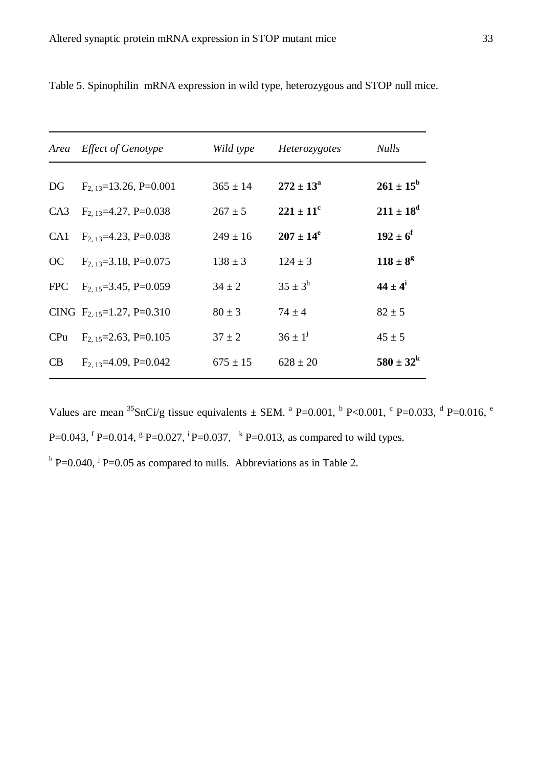Table 5. Spinophilin mRNA expression in wild type, heterozygous and STOP null mice.

| *Area* | *Effect of Genotype* | *Wild type* | *Heterozygotes* | *Nulls* |
|---|---|---|---|---|
| DG | $F_{2, 13}$=13.26, P=0.001 | 365 ± 14 | **272 ± 13**[a] | **261 ± 15**[b] |
| CA3 | $F_{2, 13}$=4.27, P=0.038 | 267 ± 5 | **221 ± 11**[c] | **211 ± 18**[d] |
| CA1 | $F_{2, 13}$=4.23, P=0.038 | 249 ± 16 | **207 ± 14**[e] | **192 ± 6**[f] |
| OC | $F_{2, 13}$=3.18, P=0.075 | 138 ± 3 | 124 ± 3 | **118 ± 8**[g] |
| FPC | $F_{2, 15}$=3.45, P=0.059 | 34 ± 2 | 35 ± 3[h] | **44 ± 4**[i] |
| CING | $F_{2, 15}$=1.27, P=0.310 | 80 ± 3 | 74 ± 4 | 82 ± 5 |
| CPu | $F_{2, 15}$=2.63, P=0.105 | 37 ± 2 | 36 ± 1[j] | 45 ± 5 |
| CB | $F_{2, 13}$=4.09, P=0.042 | 675 ± 15 | 628 ± 20 | **580 ± 32**[k] |

Values are mean $^{35}$SnCi/g tissue equivalents ± SEM. [a] P=0.001, [b] P<0.001, [c] P=0.033, [d] P=0.016, [e] P=0.043, [f] P=0.014, [g] P=0.027, [i] P=0.037, [k] P=0.013, as compared to wild types.

[h] P=0.040, [j] P=0.05 as compared to nulls. Abbreviations as in Table 2.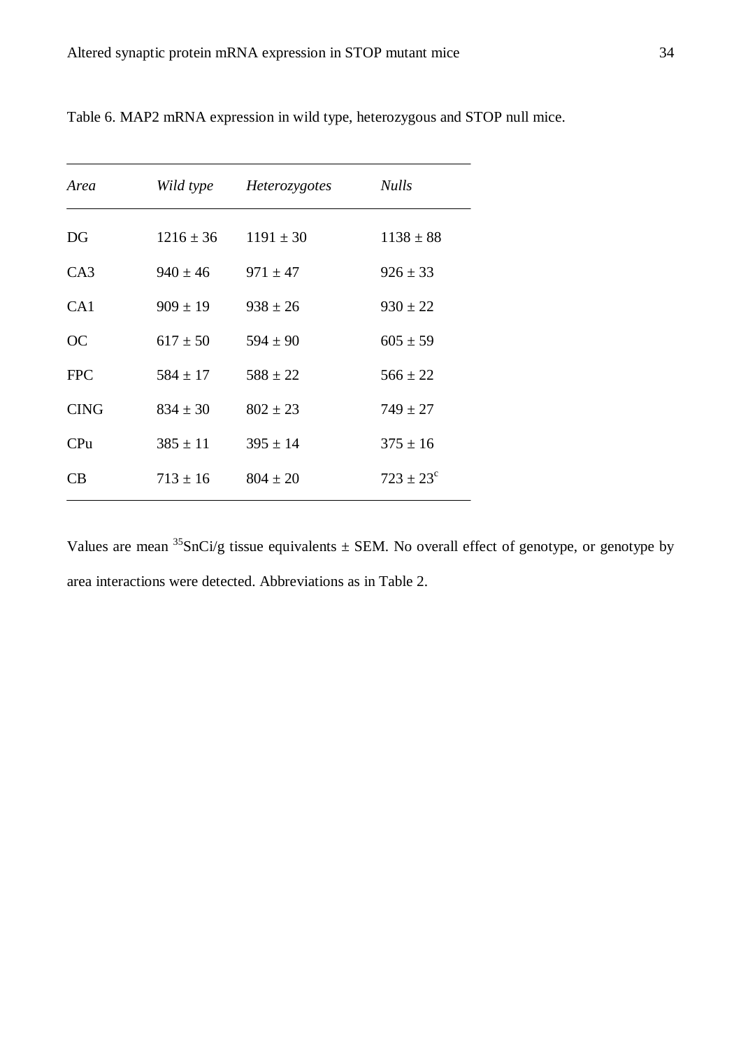Table 6. MAP2 mRNA expression in wild type, heterozygous and STOP null mice.

| *Area* | *Wild type* | *Heterozygotes* | *Nulls* |
|---|---|---|---|
| DG | 1216 ± 36 | 1191 ± 30 | 1138 ± 88 |
| CA3 | 940 ± 46 | 971 ± 47 | 926 ± 33 |
| CA1 | 909 ± 19 | 938 ± 26 | 930 ± 22 |
| OC | 617 ± 50 | 594 ± 90 | 605 ± 59 |
| FPC | 584 ± 17 | 588 ± 22 | 566 ± 22 |
| CING | 834 ± 30 | 802 ± 23 | 749 ± 27 |
| CPu | 385 ± 11 | 395 ± 14 | 375 ± 16 |
| CB | 713 ± 16 | 804 ± 20 | 723 ± 23[c] |

Values are mean $^{35}$SnCi/g tissue equivalents ± SEM. No overall effect of genotype, or genotype by area interactions were detected. Abbreviations as in Table 2.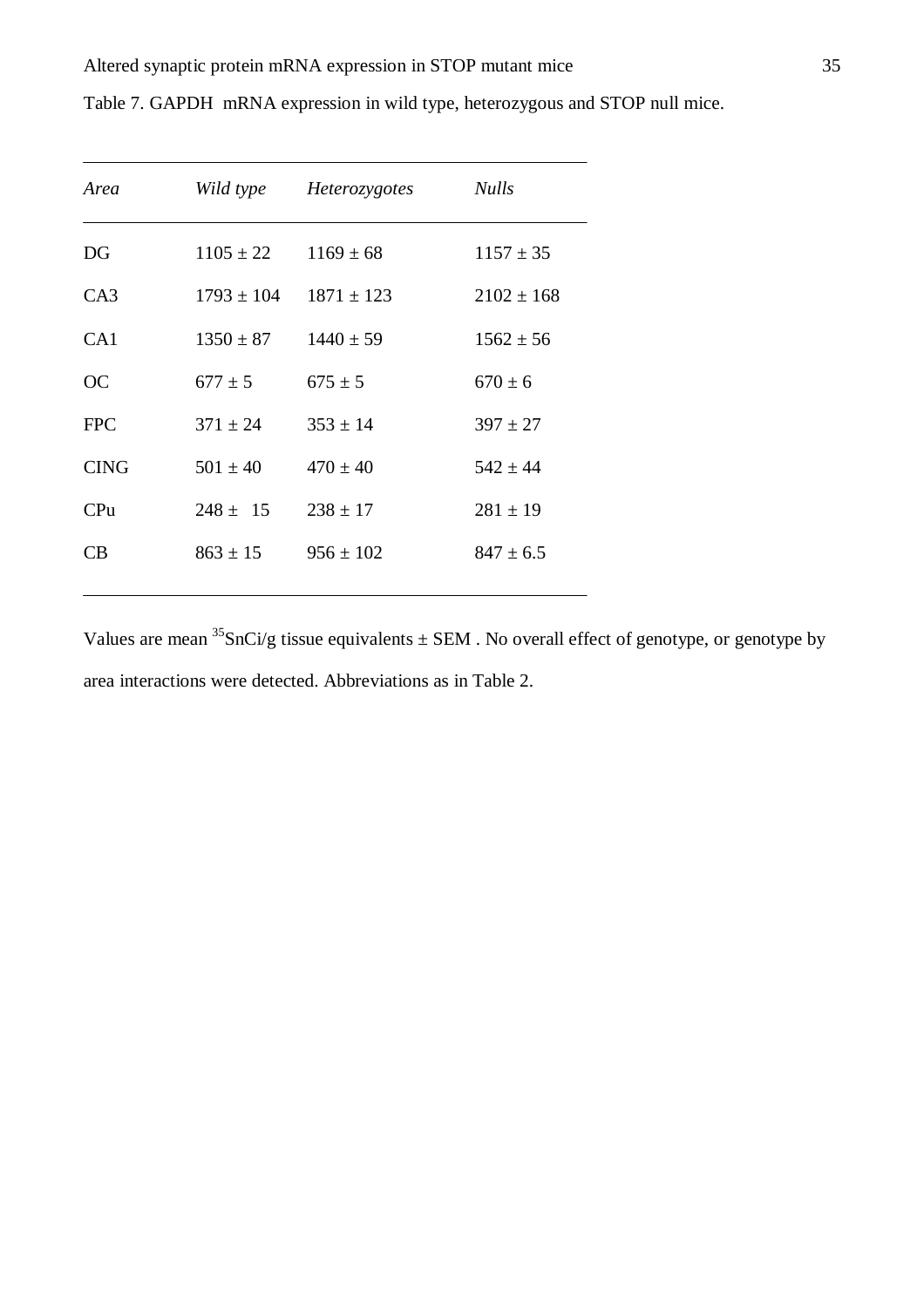Table 7. GAPDH mRNA expression in wild type, heterozygous and STOP null mice.

| *Area* | *Wild type* | *Heterozygotes* | *Nulls* |
|---|---|---|---|
| DG | 1105 ± 22 | 1169 ± 68 | 1157 ± 35 |
| CA3 | 1793 ± 104 | 1871 ± 123 | 2102 ± 168 |
| CA1 | 1350 ± 87 | 1440 ± 59 | 1562 ± 56 |
| OC | 677 ± 5 | 675 ± 5 | 670 ± 6 |
| FPC | 371 ± 24 | 353 ± 14 | 397 ± 27 |
| CING | 501 ± 40 | 470 ± 40 | 542 ± 44 |
| CPu | 248 ± 15 | 238 ± 17 | 281 ± 19 |
| CB | 863 ± 15 | 956 ± 102 | 847 ± 6.5 |

Values are mean $^{35}$SnCi/g tissue equivalents ± SEM . No overall effect of genotype, or genotype by area interactions were detected. Abbreviations as in Table 2.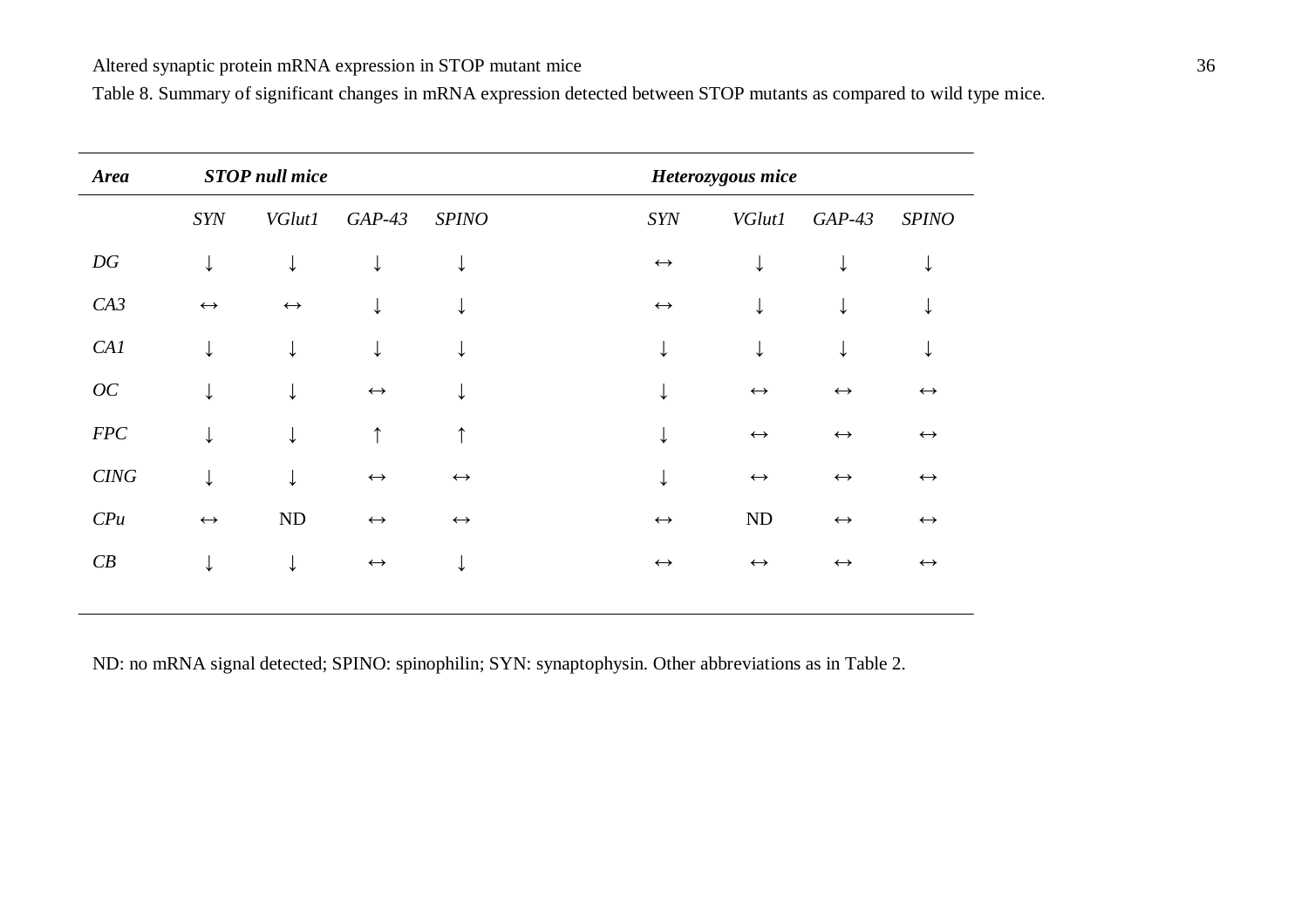Table 8. Summary of significant changes in mRNA expression detected between STOP mutants as compared to wild type mice.

| *Area* | ***STOP null mice*** | | | | ***Heterozygous mice*** | | | |
|---|---|---|---|---|---|---|---|---|
| | *SYN* | *VGlut1* | *GAP-43* | *SPINO* | *SYN* | *VGlut1* | *GAP-43* | *SPINO* |
| *DG* | ↓ | ↓ | ↓ | ↓ | ↔ | ↓ | ↓ | ↓ |
| *CA3* | ↔ | ↔ | ↓ | ↓ | ↔ | ↓ | ↓ | ↓ |
| *CA1* | ↓ | ↓ | ↓ | ↓ | ↓ | ↓ | ↓ | ↓ |
| *OC* | ↓ | ↓ | ↔ | ↓ | ↓ | ↔ | ↔ | ↔ |
| *FPC* | ↓ | ↓ | ↑ | ↑ | ↓ | ↔ | ↔ | ↔ |
| *CING* | ↓ | ↓ | ↔ | ↔ | ↓ | ↔ | ↔ | ↔ |
| *CPu* | ↔ | ND | ↔ | ↔ | ↔ | ND | ↔ | ↔ |
| *CB* | ↓ | ↓ | ↔ | ↓ | ↔ | ↔ | ↔ | ↔ |

ND: no mRNA signal detected; SPINO: spinophilin; SYN: synaptophysin. Other abbreviations as in Table 2.